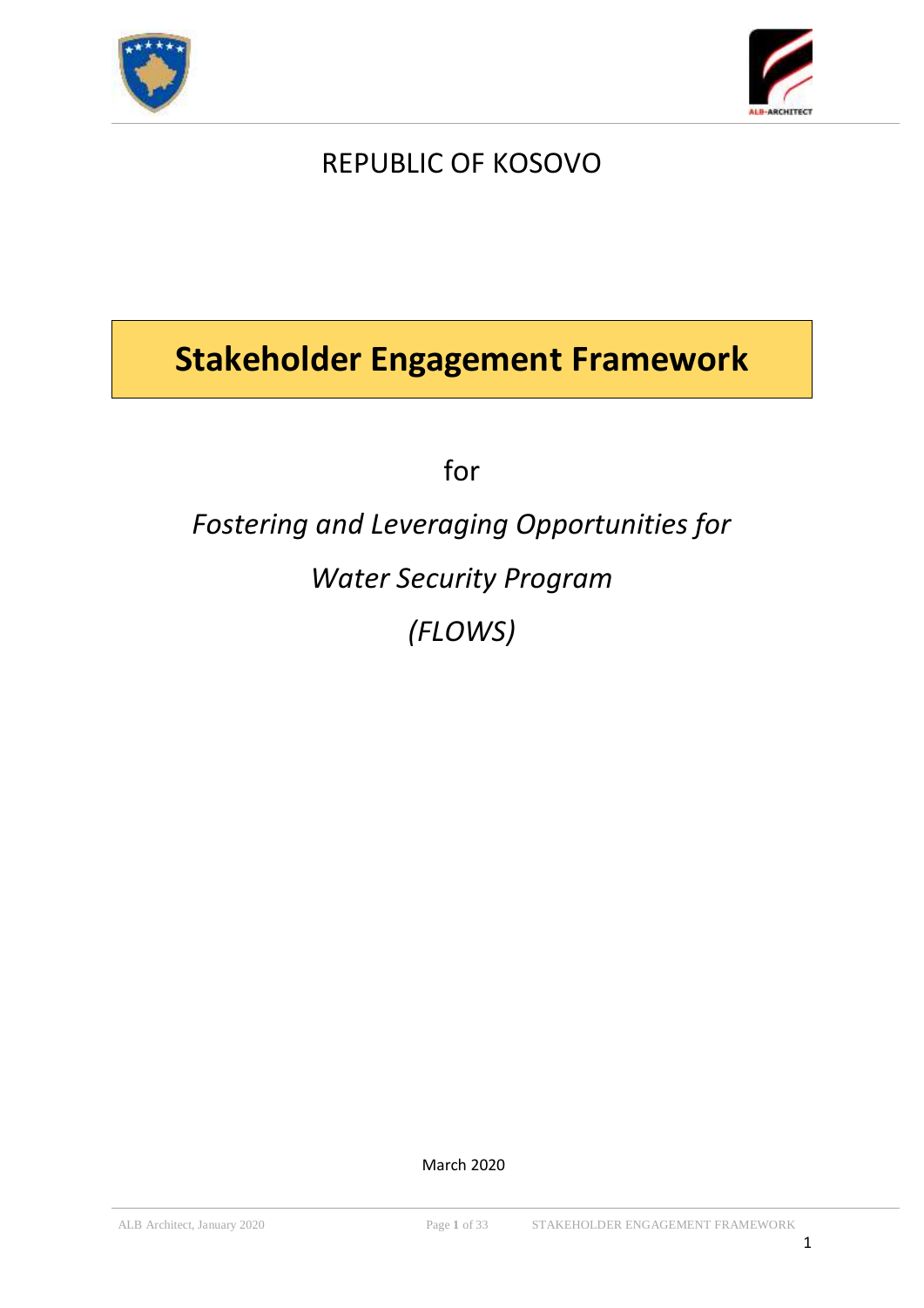REPUBLIC OF KOSOVO

# Stakeholder Engagement Framework

for

*Fostering and Leveraging Opportunities for*

*Water Security Program*

*(FLOWS)*

March 2020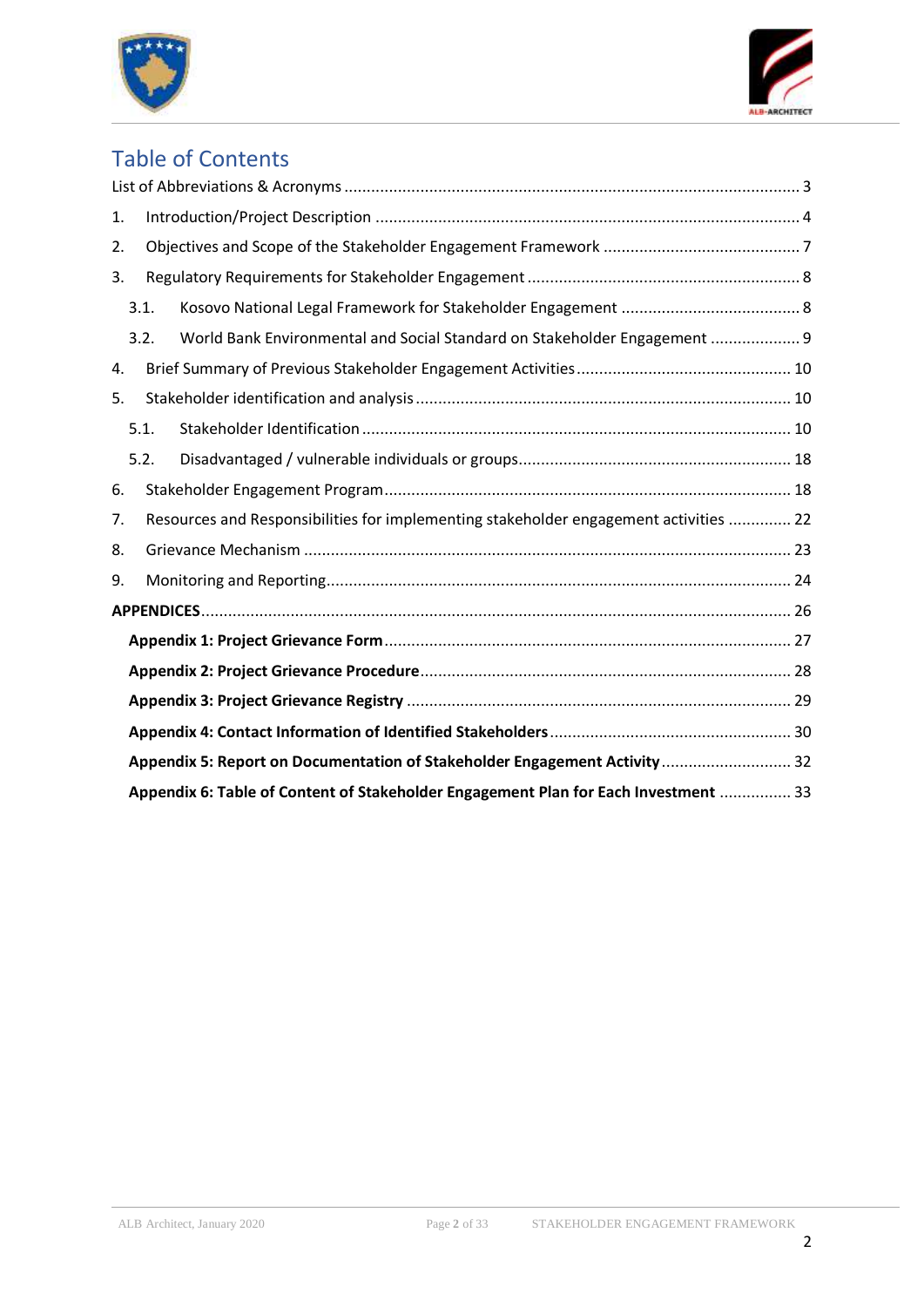# Table of Contents

List of Abbreviations & Acronyms ..................................................................................................... 3

1. Introduction/Project Description ............................................................................................. 4
2. Objectives and Scope of the Stakeholder Engagement Framework ............................................ 7
3. Regulatory Requirements for Stakeholder Engagement ............................................................. 8
   - 3.1. Kosovo National Legal Framework for Stakeholder Engagement ........................................ 8
   - 3.2. World Bank Environmental and Social Standard on Stakeholder Engagement .................... 9
4. Brief Summary of Previous Stakeholder Engagement Activities ............................................... 10
5. Stakeholder identification and analysis ................................................................................... 10
   - 5.1. Stakeholder Identification ............................................................................................... 10
   - 5.2. Disadvantaged / vulnerable individuals or groups ............................................................ 18
6. Stakeholder Engagement Program .......................................................................................... 18
7. Resources and Responsibilities for implementing stakeholder engagement activities .............. 22
8. Grievance Mechanism ........................................................................................................... 23
9. Monitoring and Reporting ....................................................................................................... 24

**APPENDICES** .................................................................................................................. 26

**Appendix 1: Project Grievance Form** .......................................................................... 27

**Appendix 2: Project Grievance Procedure** ................................................................... 28

**Appendix 3: Project Grievance Registry** ..................................................................... 29

**Appendix 4: Contact Information of Identified Stakeholders** ....................................... 30

**Appendix 5: Report on Documentation of Stakeholder Engagement Activity** ................ 32

**Appendix 6: Table of Content of Stakeholder Engagement Plan for Each Investment** ................ 33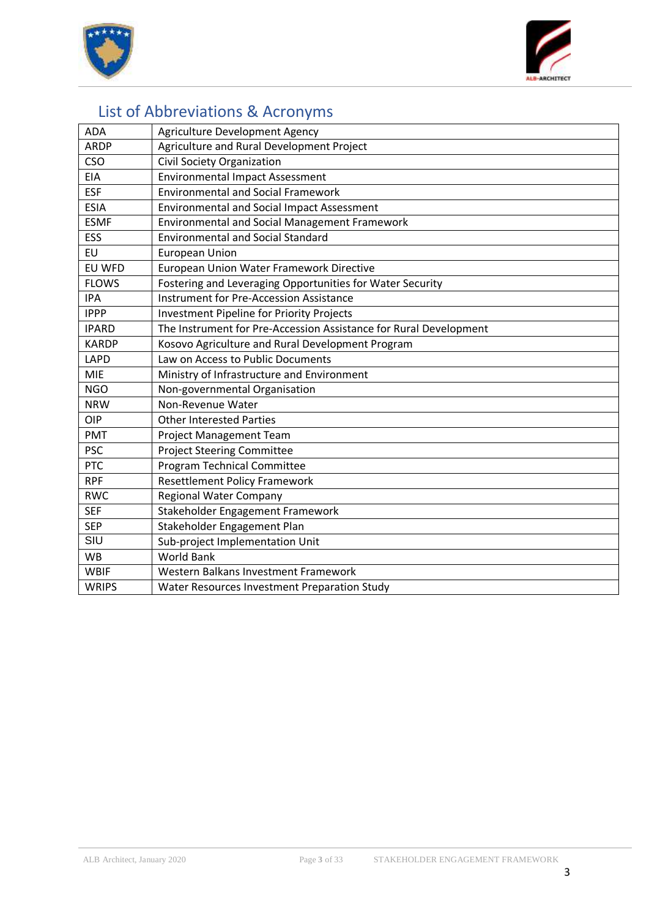# List of Abbreviations & Acronyms

| | |
|---|---|
| ADA | Agriculture Development Agency |
| ARDP | Agriculture and Rural Development Project |
| CSO | Civil Society Organization |
| EIA | Environmental Impact Assessment |
| ESF | Environmental and Social Framework |
| ESIA | Environmental and Social Impact Assessment |
| ESMF | Environmental and Social Management Framework |
| ESS | Environmental and Social Standard |
| EU | European Union |
| EU WFD | European Union Water Framework Directive |
| FLOWS | Fostering and Leveraging Opportunities for Water Security |
| IPA | Instrument for Pre-Accession Assistance |
| IPPP | Investment Pipeline for Priority Projects |
| IPARD | The Instrument for Pre-Accession Assistance for Rural Development |
| KARDP | Kosovo Agriculture and Rural Development Program |
| LAPD | Law on Access to Public Documents |
| MIE | Ministry of Infrastructure and Environment |
| NGO | Non-governmental Organisation |
| NRW | Non-Revenue Water |
| OIP | Other Interested Parties |
| PMT | Project Management Team |
| PSC | Project Steering Committee |
| PTC | Program Technical Committee |
| RPF | Resettlement Policy Framework |
| RWC | Regional Water Company |
| SEF | Stakeholder Engagement Framework |
| SEP | Stakeholder Engagement Plan |
| SIU | Sub-project Implementation Unit |
| WB | World Bank |
| WBIF | Western Balkans Investment Framework |
| WRIPS | Water Resources Investment Preparation Study |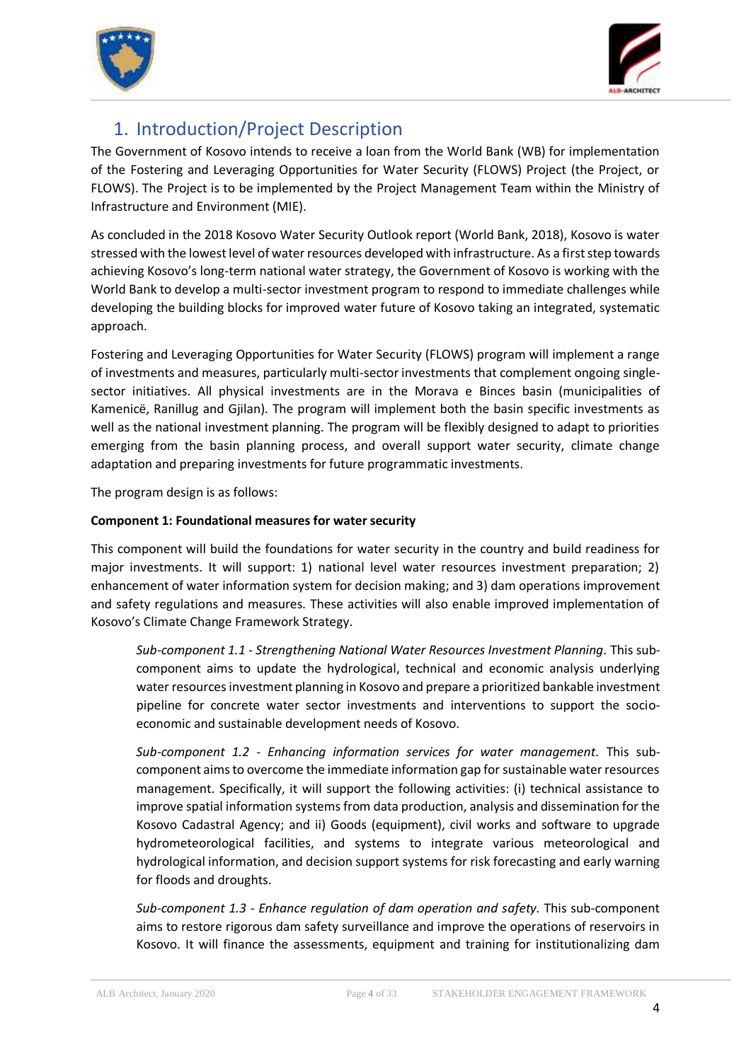# 1. Introduction/Project Description

The Government of Kosovo intends to receive a loan from the World Bank (WB) for implementation of the Fostering and Leveraging Opportunities for Water Security (FLOWS) Project (the Project, or FLOWS). The Project is to be implemented by the Project Management Team within the Ministry of Infrastructure and Environment (MIE).

As concluded in the 2018 Kosovo Water Security Outlook report (World Bank, 2018), Kosovo is water stressed with the lowest level of water resources developed with infrastructure. As a first step towards achieving Kosovo's long-term national water strategy, the Government of Kosovo is working with the World Bank to develop a multi-sector investment program to respond to immediate challenges while developing the building blocks for improved water future of Kosovo taking an integrated, systematic approach.

Fostering and Leveraging Opportunities for Water Security (FLOWS) program will implement a range of investments and measures, particularly multi-sector investments that complement ongoing single-sector initiatives. All physical investments are in the Morava e Binces basin (municipalities of Kamenicë, Ranillug and Gjilan). The program will implement both the basin specific investments as well as the national investment planning. The program will be flexibly designed to adapt to priorities emerging from the basin planning process, and overall support water security, climate change adaptation and preparing investments for future programmatic investments.

The program design is as follows:

**Component 1: Foundational measures for water security**

This component will build the foundations for water security in the country and build readiness for major investments. It will support: 1) national level water resources investment preparation; 2) enhancement of water information system for decision making; and 3) dam operations improvement and safety regulations and measures. These activities will also enable improved implementation of Kosovo's Climate Change Framework Strategy.

*Sub-component 1.1 - Strengthening National Water Resources Investment Planning*. This sub-component aims to update the hydrological, technical and economic analysis underlying water resources investment planning in Kosovo and prepare a prioritized bankable investment pipeline for concrete water sector investments and interventions to support the socio-economic and sustainable development needs of Kosovo.

*Sub-component 1.2 - Enhancing information services for water management*. This sub-component aims to overcome the immediate information gap for sustainable water resources management. Specifically, it will support the following activities: (i) technical assistance to improve spatial information systems from data production, analysis and dissemination for the Kosovo Cadastral Agency; and ii) Goods (equipment), civil works and software to upgrade hydrometeorological facilities, and systems to integrate various meteorological and hydrological information, and decision support systems for risk forecasting and early warning for floods and droughts.

*Sub-component 1.3 - Enhance regulation of dam operation and safety.* This sub-component aims to restore rigorous dam safety surveillance and improve the operations of reservoirs in Kosovo. It will finance the assessments, equipment and training for institutionalizing dam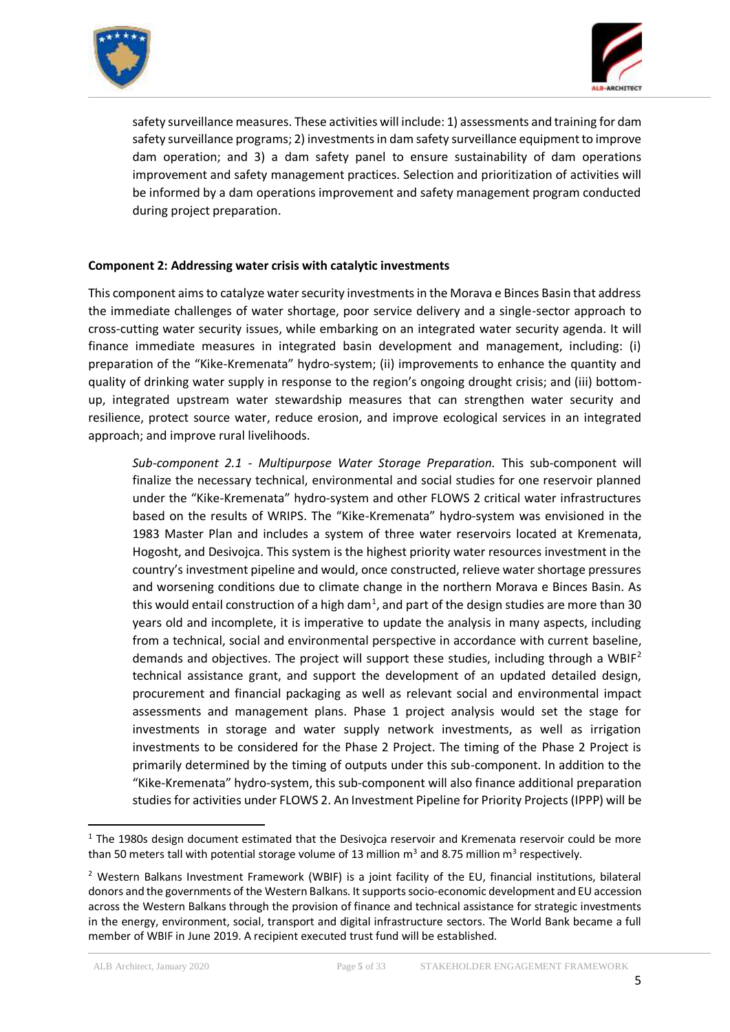safety surveillance measures. These activities will include: 1) assessments and training for dam safety surveillance programs; 2) investments in dam safety surveillance equipment to improve dam operation; and 3) a dam safety panel to ensure sustainability of dam operations improvement and safety management practices. Selection and prioritization of activities will be informed by a dam operations improvement and safety management program conducted during project preparation.

**Component 2: Addressing water crisis with catalytic investments**

This component aims to catalyze water security investments in the Morava e Binces Basin that address the immediate challenges of water shortage, poor service delivery and a single-sector approach to cross-cutting water security issues, while embarking on an integrated water security agenda. It will finance immediate measures in integrated basin development and management, including: (i) preparation of the "Kike-Kremenata" hydro-system; (ii) improvements to enhance the quantity and quality of drinking water supply in response to the region's ongoing drought crisis; and (iii) bottom-up, integrated upstream water stewardship measures that can strengthen water security and resilience, protect source water, reduce erosion, and improve ecological services in an integrated approach; and improve rural livelihoods.

*Sub-component 2.1 - Multipurpose Water Storage Preparation.* This sub-component will finalize the necessary technical, environmental and social studies for one reservoir planned under the "Kike-Kremenata" hydro-system and other FLOWS 2 critical water infrastructures based on the results of WRIPS. The "Kike-Kremenata" hydro-system was envisioned in the 1983 Master Plan and includes a system of three water reservoirs located at Kremenata, Hogosht, and Desivojca. This system is the highest priority water resources investment in the country's investment pipeline and would, once constructed, relieve water shortage pressures and worsening conditions due to climate change in the northern Morava e Binces Basin. As this would entail construction of a high dam[1], and part of the design studies are more than 30 years old and incomplete, it is imperative to update the analysis in many aspects, including from a technical, social and environmental perspective in accordance with current baseline, demands and objectives. The project will support these studies, including through a WBIF[2] technical assistance grant, and support the development of an updated detailed design, procurement and financial packaging as well as relevant social and environmental impact assessments and management plans. Phase 1 project analysis would set the stage for investments in storage and water supply network investments, as well as irrigation investments to be considered for the Phase 2 Project. The timing of the Phase 2 Project is primarily determined by the timing of outputs under this sub-component. In addition to the "Kike-Kremenata" hydro-system, this sub-component will also finance additional preparation studies for activities under FLOWS 2. An Investment Pipeline for Priority Projects (IPPP) will be

---

[1] The 1980s design document estimated that the Desivojca reservoir and Kremenata reservoir could be more than 50 meters tall with potential storage volume of 13 million $m^3$ and 8.75 million $m^3$ respectively.

[2] Western Balkans Investment Framework (WBIF) is a joint facility of the EU, financial institutions, bilateral donors and the governments of the Western Balkans. It supports socio-economic development and EU accession across the Western Balkans through the provision of finance and technical assistance for strategic investments in the energy, environment, social, transport and digital infrastructure sectors. The World Bank became a full member of WBIF in June 2019. A recipient executed trust fund will be established.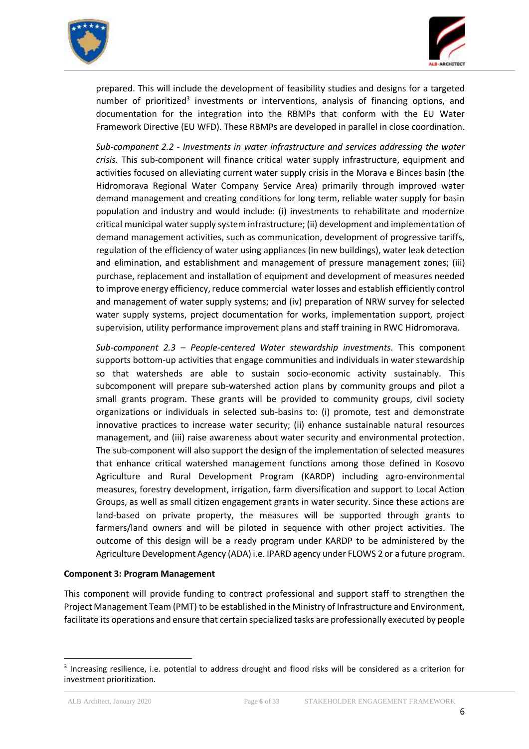prepared. This will include the development of feasibility studies and designs for a targeted number of prioritized[3] investments or interventions, analysis of financing options, and documentation for the integration into the RBMPs that conform with the EU Water Framework Directive (EU WFD). These RBMPs are developed in parallel in close coordination.

*Sub-component 2.2 - Investments in water infrastructure and services addressing the water crisis.* This sub-component will finance critical water supply infrastructure, equipment and activities focused on alleviating current water supply crisis in the Morava e Binces basin (the Hidromorava Regional Water Company Service Area) primarily through improved water demand management and creating conditions for long term, reliable water supply for basin population and industry and would include: (i) investments to rehabilitate and modernize critical municipal water supply system infrastructure; (ii) development and implementation of demand management activities, such as communication, development of progressive tariffs, regulation of the efficiency of water using appliances (in new buildings), water leak detection and elimination, and establishment and management of pressure management zones; (iii) purchase, replacement and installation of equipment and development of measures needed to improve energy efficiency, reduce commercial water losses and establish efficiently control and management of water supply systems; and (iv) preparation of NRW survey for selected water supply systems, project documentation for works, implementation support, project supervision, utility performance improvement plans and staff training in RWC Hidromorava.

*Sub-component 2.3 – People-centered Water stewardship investments.* This component supports bottom-up activities that engage communities and individuals in water stewardship so that watersheds are able to sustain socio-economic activity sustainably. This subcomponent will prepare sub-watershed action plans by community groups and pilot a small grants program. These grants will be provided to community groups, civil society organizations or individuals in selected sub-basins to: (i) promote, test and demonstrate innovative practices to increase water security; (ii) enhance sustainable natural resources management, and (iii) raise awareness about water security and environmental protection. The sub-component will also support the design of the implementation of selected measures that enhance critical watershed management functions among those defined in Kosovo Agriculture and Rural Development Program (KARDP) including agro-environmental measures, forestry development, irrigation, farm diversification and support to Local Action Groups, as well as small citizen engagement grants in water security. Since these actions are land-based on private property, the measures will be supported through grants to farmers/land owners and will be piloted in sequence with other project activities. The outcome of this design will be a ready program under KARDP to be administered by the Agriculture Development Agency (ADA) i.e. IPARD agency under FLOWS 2 or a future program.

**Component 3: Program Management**

This component will provide funding to contract professional and support staff to strengthen the Project Management Team (PMT) to be established in the Ministry of Infrastructure and Environment, facilitate its operations and ensure that certain specialized tasks are professionally executed by people

[3] Increasing resilience, i.e. potential to address drought and flood risks will be considered as a criterion for investment prioritization.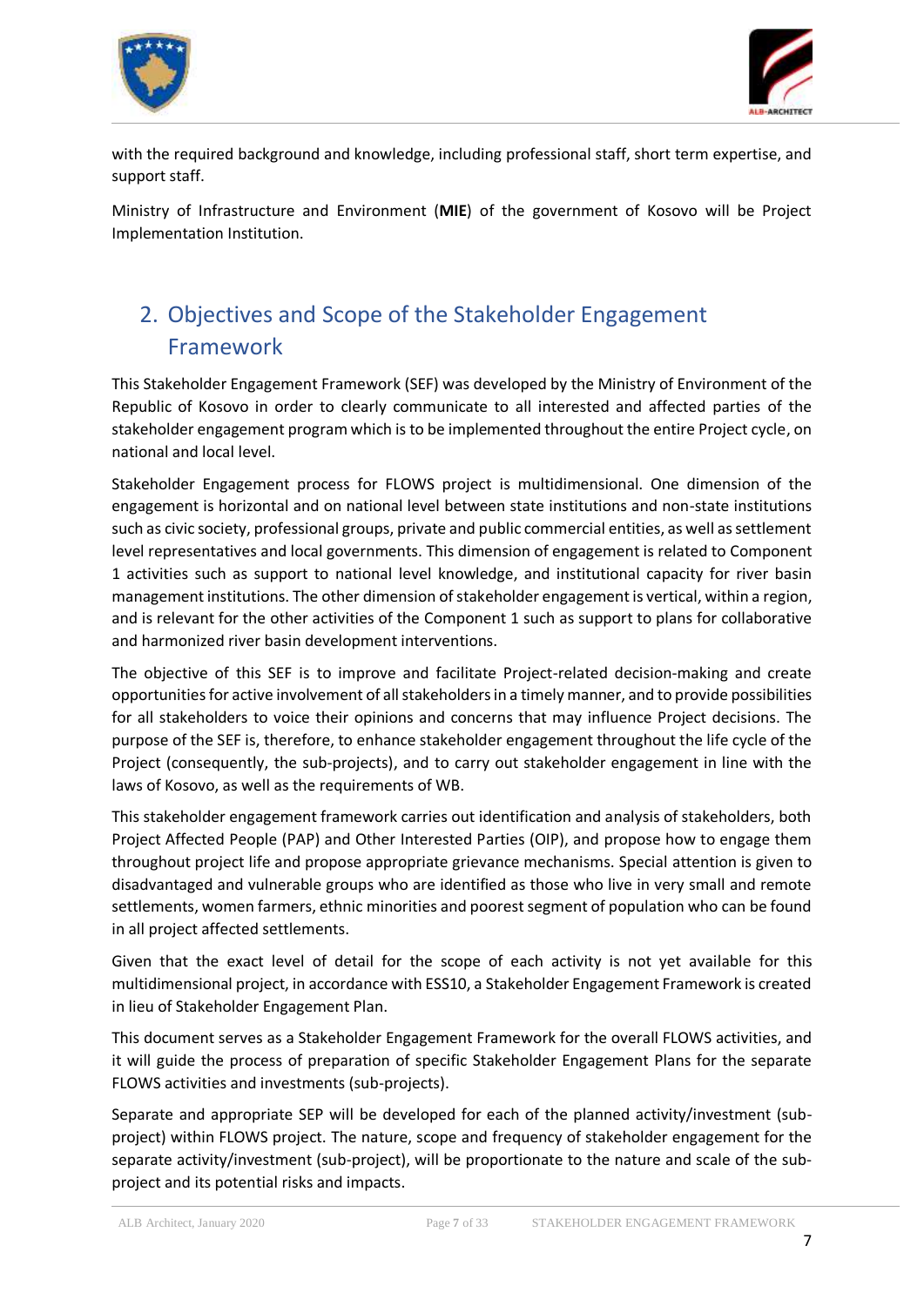with the required background and knowledge, including professional staff, short term expertise, and support staff.

Ministry of Infrastructure and Environment (**MIE**) of the government of Kosovo will be Project Implementation Institution.

## 2. Objectives and Scope of the Stakeholder Engagement Framework

This Stakeholder Engagement Framework (SEF) was developed by the Ministry of Environment of the Republic of Kosovo in order to clearly communicate to all interested and affected parties of the stakeholder engagement program which is to be implemented throughout the entire Project cycle, on national and local level.

Stakeholder Engagement process for FLOWS project is multidimensional. One dimension of the engagement is horizontal and on national level between state institutions and non-state institutions such as civic society, professional groups, private and public commercial entities, as well as settlement level representatives and local governments. This dimension of engagement is related to Component 1 activities such as support to national level knowledge, and institutional capacity for river basin management institutions. The other dimension of stakeholder engagement is vertical, within a region, and is relevant for the other activities of the Component 1 such as support to plans for collaborative and harmonized river basin development interventions.

The objective of this SEF is to improve and facilitate Project-related decision-making and create opportunities for active involvement of all stakeholders in a timely manner, and to provide possibilities for all stakeholders to voice their opinions and concerns that may influence Project decisions. The purpose of the SEF is, therefore, to enhance stakeholder engagement throughout the life cycle of the Project (consequently, the sub-projects), and to carry out stakeholder engagement in line with the laws of Kosovo, as well as the requirements of WB.

This stakeholder engagement framework carries out identification and analysis of stakeholders, both Project Affected People (PAP) and Other Interested Parties (OIP), and propose how to engage them throughout project life and propose appropriate grievance mechanisms. Special attention is given to disadvantaged and vulnerable groups who are identified as those who live in very small and remote settlements, women farmers, ethnic minorities and poorest segment of population who can be found in all project affected settlements.

Given that the exact level of detail for the scope of each activity is not yet available for this multidimensional project, in accordance with ESS10, a Stakeholder Engagement Framework is created in lieu of Stakeholder Engagement Plan.

This document serves as a Stakeholder Engagement Framework for the overall FLOWS activities, and it will guide the process of preparation of specific Stakeholder Engagement Plans for the separate FLOWS activities and investments (sub-projects).

Separate and appropriate SEP will be developed for each of the planned activity/investment (sub-project) within FLOWS project. The nature, scope and frequency of stakeholder engagement for the separate activity/investment (sub-project), will be proportionate to the nature and scale of the sub-project and its potential risks and impacts.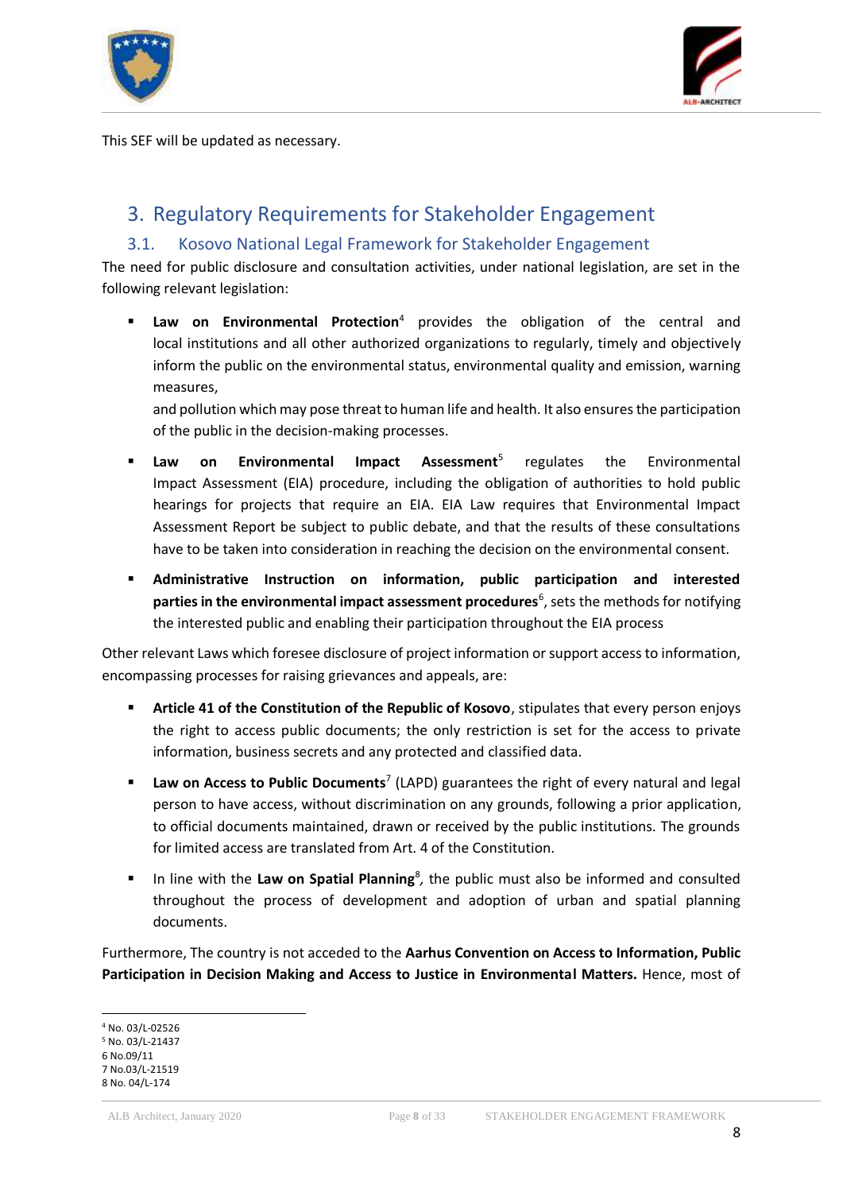This SEF will be updated as necessary.

# 3. Regulatory Requirements for Stakeholder Engagement

## 3.1. Kosovo National Legal Framework for Stakeholder Engagement

The need for public disclosure and consultation activities, under national legislation, are set in the following relevant legislation:

- **Law on Environmental Protection**[4] provides the obligation of the central and local institutions and all other authorized organizations to regularly, timely and objectively inform the public on the environmental status, environmental quality and emission, warning measures,

  and pollution which may pose threat to human life and health. It also ensures the participation of the public in the decision-making processes.

- **Law on Environmental Impact Assessment**[5] regulates the Environmental Impact Assessment (EIA) procedure, including the obligation of authorities to hold public hearings for projects that require an EIA. EIA Law requires that Environmental Impact Assessment Report be subject to public debate, and that the results of these consultations have to be taken into consideration in reaching the decision on the environmental consent.

- **Administrative Instruction on information, public participation and interested parties in the environmental impact assessment procedures**[6], sets the methods for notifying the interested public and enabling their participation throughout the EIA process

Other relevant Laws which foresee disclosure of project information or support access to information, encompassing processes for raising grievances and appeals, are:

- **Article 41 of the Constitution of the Republic of Kosovo**, stipulates that every person enjoys the right to access public documents; the only restriction is set for the access to private information, business secrets and any protected and classified data.

- **Law on Access to Public Documents**[7] (LAPD) guarantees the right of every natural and legal person to have access, without discrimination on any grounds, following a prior application, to official documents maintained, drawn or received by the public institutions. The grounds for limited access are translated from Art. 4 of the Constitution.

- In line with the **Law on Spatial Planning**[8], the public must also be informed and consulted throughout the process of development and adoption of urban and spatial planning documents.

Furthermore, The country is not acceded to the **Aarhus Convention on Access to Information, Public Participation in Decision Making and Access to Justice in Environmental Matters.** Hence, most of

---

[4] No. 03/L-02526
[5] No. 03/L-21437
6 No.09/11
7 No.03/L-21519
8 No. 04/L-174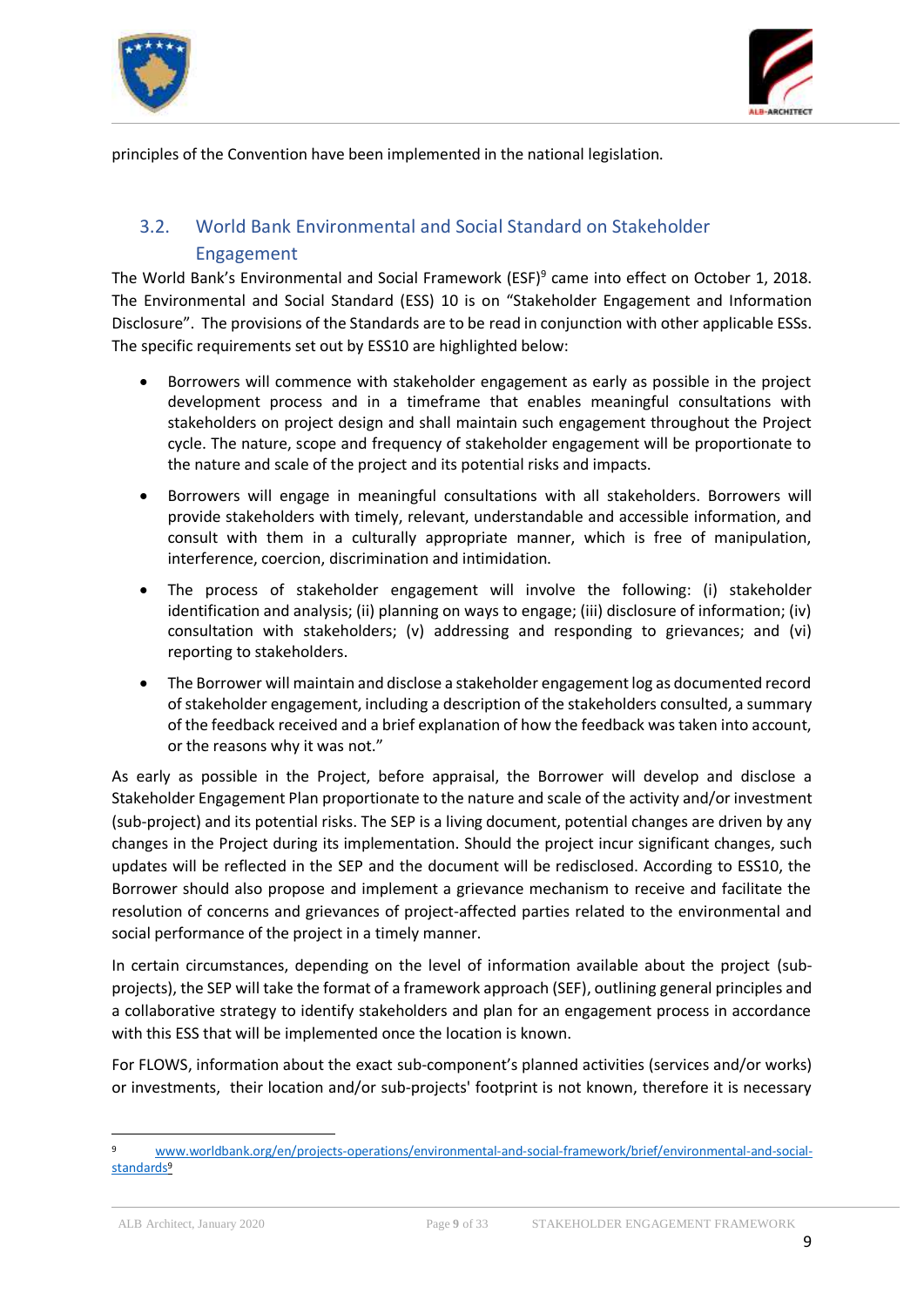principles of the Convention have been implemented in the national legislation.

## 3.2. World Bank Environmental and Social Standard on Stakeholder Engagement

The World Bank's Environmental and Social Framework (ESF)[9] came into effect on October 1, 2018. The Environmental and Social Standard (ESS) 10 is on "Stakeholder Engagement and Information Disclosure". The provisions of the Standards are to be read in conjunction with other applicable ESSs. The specific requirements set out by ESS10 are highlighted below:

- Borrowers will commence with stakeholder engagement as early as possible in the project development process and in a timeframe that enables meaningful consultations with stakeholders on project design and shall maintain such engagement throughout the Project cycle. The nature, scope and frequency of stakeholder engagement will be proportionate to the nature and scale of the project and its potential risks and impacts.
- Borrowers will engage in meaningful consultations with all stakeholders. Borrowers will provide stakeholders with timely, relevant, understandable and accessible information, and consult with them in a culturally appropriate manner, which is free of manipulation, interference, coercion, discrimination and intimidation.
- The process of stakeholder engagement will involve the following: (i) stakeholder identification and analysis; (ii) planning on ways to engage; (iii) disclosure of information; (iv) consultation with stakeholders; (v) addressing and responding to grievances; and (vi) reporting to stakeholders.
- The Borrower will maintain and disclose a stakeholder engagement log as documented record of stakeholder engagement, including a description of the stakeholders consulted, a summary of the feedback received and a brief explanation of how the feedback was taken into account, or the reasons why it was not."

As early as possible in the Project, before appraisal, the Borrower will develop and disclose a Stakeholder Engagement Plan proportionate to the nature and scale of the activity and/or investment (sub-project) and its potential risks. The SEP is a living document, potential changes are driven by any changes in the Project during its implementation. Should the project incur significant changes, such updates will be reflected in the SEP and the document will be redisclosed. According to ESS10, the Borrower should also propose and implement a grievance mechanism to receive and facilitate the resolution of concerns and grievances of project-affected parties related to the environmental and social performance of the project in a timely manner.

In certain circumstances, depending on the level of information available about the project (sub-projects), the SEP will take the format of a framework approach (SEF), outlining general principles and a collaborative strategy to identify stakeholders and plan for an engagement process in accordance with this ESS that will be implemented once the location is known.

For FLOWS, information about the exact sub-component's planned activities (services and/or works) or investments, their location and/or sub-projects' footprint is not known, therefore it is necessary

---

[9] www.worldbank.org/en/projects-operations/environmental-and-social-framework/brief/environmental-and-social-standards[9]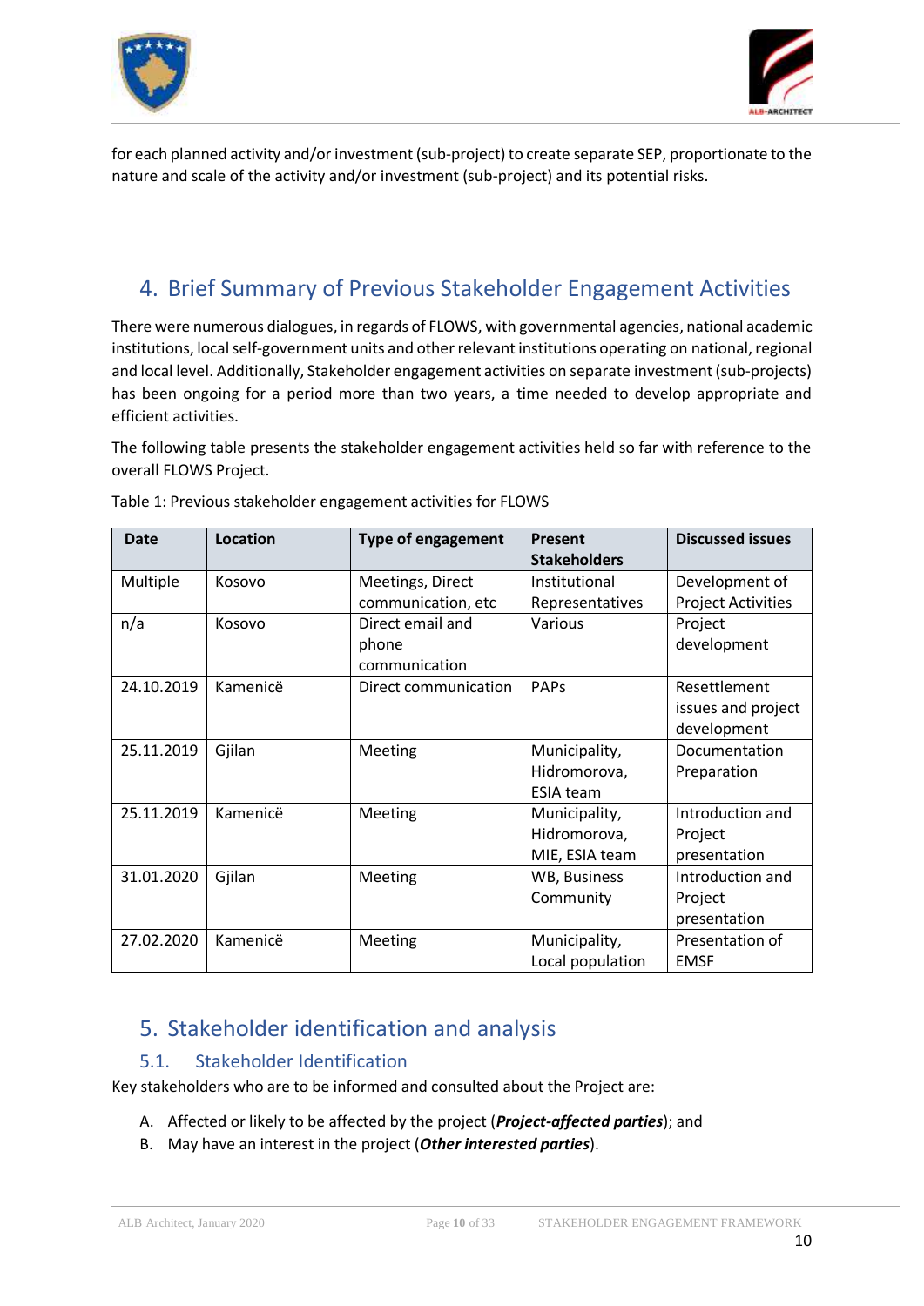for each planned activity and/or investment (sub-project) to create separate SEP, proportionate to the nature and scale of the activity and/or investment (sub-project) and its potential risks.

# 4. Brief Summary of Previous Stakeholder Engagement Activities

There were numerous dialogues, in regards of FLOWS, with governmental agencies, national academic institutions, local self-government units and other relevant institutions operating on national, regional and local level. Additionally, Stakeholder engagement activities on separate investment (sub-projects) has been ongoing for a period more than two years, a time needed to develop appropriate and efficient activities.

The following table presents the stakeholder engagement activities held so far with reference to the overall FLOWS Project.

Table 1: Previous stakeholder engagement activities for FLOWS

| Date | Location | Type of engagement | Present Stakeholders | Discussed issues |
|---|---|---|---|---|
| Multiple | Kosovo | Meetings, Direct communication, etc | Institutional Representatives | Development of Project Activities |
| n/a | Kosovo | Direct email and phone communication | Various | Project development |
| 24.10.2019 | Kamenicë | Direct communication | PAPs | Resettlement issues and project development |
| 25.11.2019 | Gjilan | Meeting | Municipality, Hidromorova, ESIA team | Documentation Preparation |
| 25.11.2019 | Kamenicë | Meeting | Municipality, Hidromorova, MIE, ESIA team | Introduction and Project presentation |
| 31.01.2020 | Gjilan | Meeting | WB, Business Community | Introduction and Project presentation |
| 27.02.2020 | Kamenicë | Meeting | Municipality, Local population | Presentation of EMSF |

# 5. Stakeholder identification and analysis

## 5.1. Stakeholder Identification

Key stakeholders who are to be informed and consulted about the Project are:

A. Affected or likely to be affected by the project (***Project-affected parties***); and
B. May have an interest in the project (***Other interested parties***).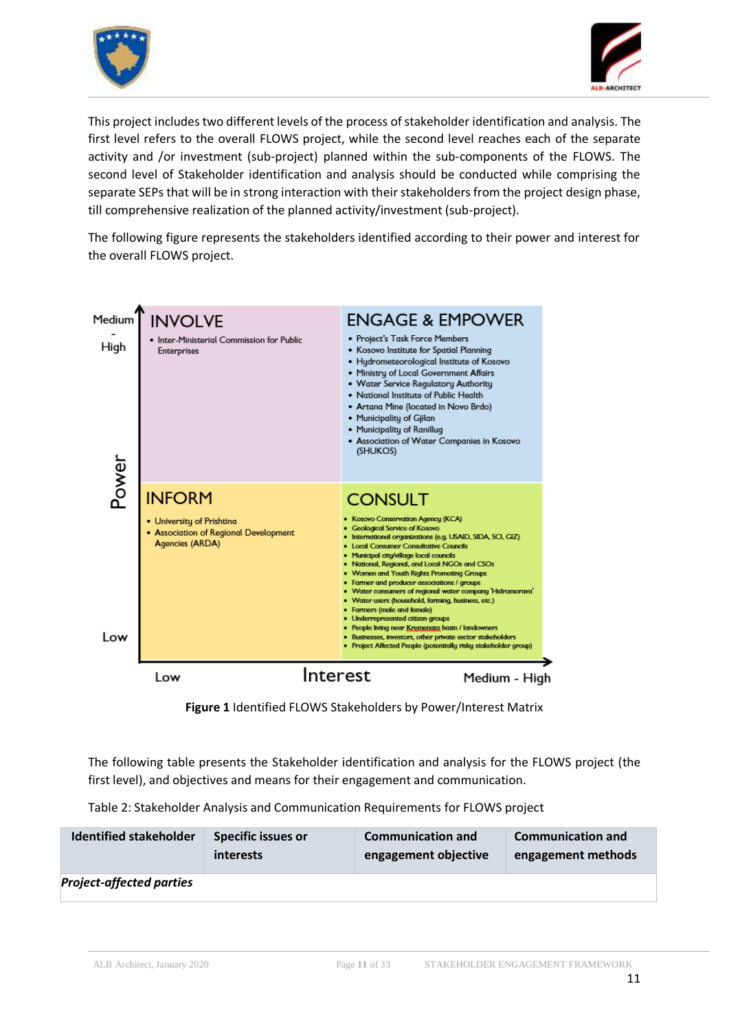This project includes two different levels of the process of stakeholder identification and analysis. The first level refers to the overall FLOWS project, while the second level reaches each of the separate activity and /or investment (sub-project) planned within the sub-components of the FLOWS. The second level of Stakeholder identification and analysis should be conducted while comprising the separate SEPs that will be in strong interaction with their stakeholders from the project design phase, till comprehensive realization of the planned activity/investment (sub-project).

The following figure represents the stakeholders identified according to their power and interest for the overall FLOWS project.

| Power \ Interest | Low | Medium - High |
|---|---|---|
| **Medium - High** | **INVOLVE**<br>• Inter-Ministerial Commission for Public Enterprises | **ENGAGE & EMPOWER**<br>• Project's Task Force Members<br>• Kosovo Institute for Spatial Planning<br>• Hydrometeorological Institute of Kosovo<br>• Ministry of Local Government Affairs<br>• Water Service Regulatory Authority<br>• National Institute of Public Health<br>• Artana Mine (located in Novo Brdo)<br>• Municipality of Gjilan<br>• Municipality of Ranillug<br>• Association of Water Companies in Kosovo (SHUKOS) |
| **Low** | **INFORM**<br>• University of Prishtina<br>• Association of Regional Development Agencies (ARDA) | **CONSULT**<br>• Kosovo Conservation Agency (KCA)<br>• Geological Service of Kosovo<br>• International organizations (e.g. USAID, SIDA, SCI, GIZ)<br>• Local Consumer Consultative Councils<br>• Municipal city/village local councils<br>• National, Regional, and Local NGOs and CSOs<br>• Women and Youth Rights Promoting Groups<br>• Farmer and producer associations / groups<br>• Water consumers of regional water company 'Hidromorava'<br>• Water users (household, farming, business, etc.)<br>• Farmers (male and female)<br>• Underrepresented citizen groups<br>• People living near Kremenata basin / landowners<br>• Businesses, investors, other private sector stakeholders<br>• Project Affected People (potentially risky stakeholder group) |

**Figure 1** Identified FLOWS Stakeholders by Power/Interest Matrix

The following table presents the Stakeholder identification and analysis for the FLOWS project (the first level), and objectives and means for their engagement and communication.

Table 2: Stakeholder Analysis and Communication Requirements for FLOWS project

| Identified stakeholder | Specific issues or interests | Communication and engagement objective | Communication and engagement methods |
|---|---|---|---|
| ***Project-affected parties*** | | | |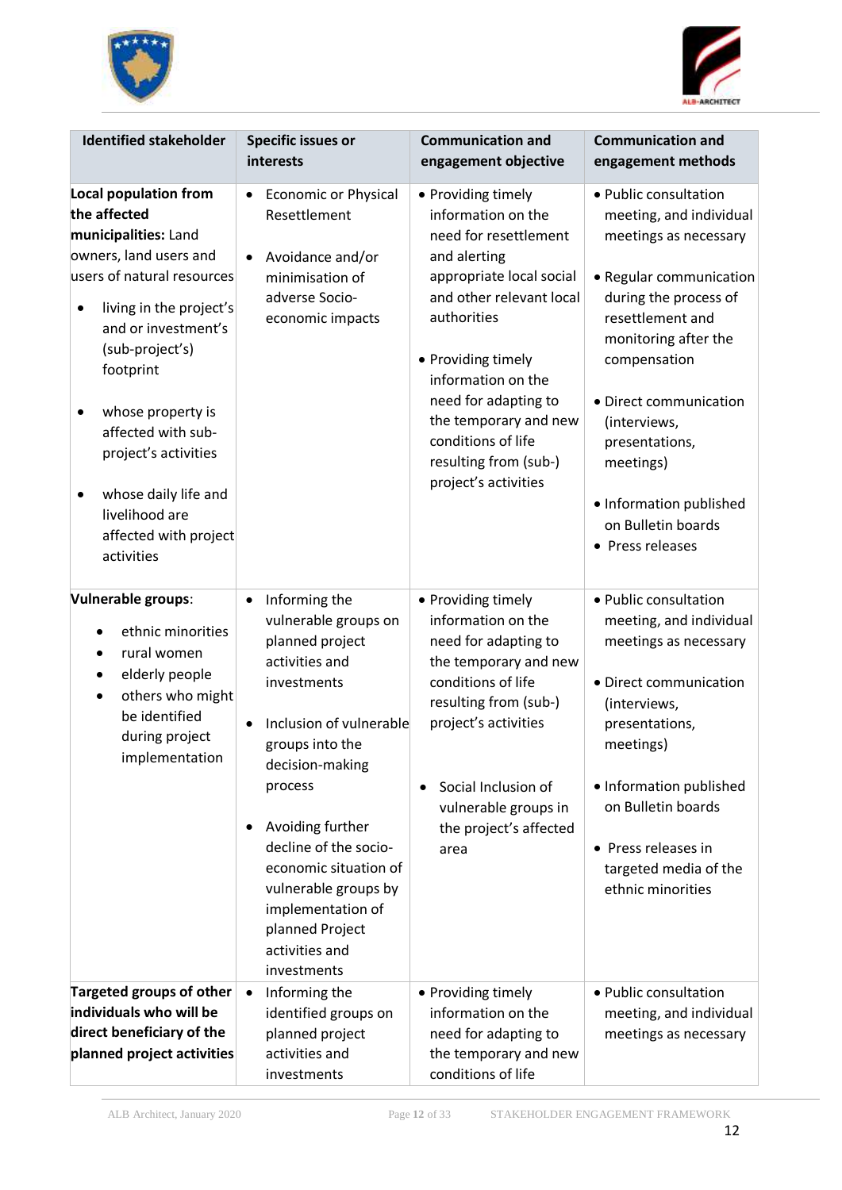| Identified stakeholder | Specific issues or interests | Communication and engagement objective | Communication and engagement methods |
|---|---|---|---|
| **Local population from the affected municipalities:** Land owners, land users and users of natural resources<br>• living in the project's and or investment's (sub-project's) footprint<br>• whose property is affected with sub-project's activities<br>• whose daily life and livelihood are affected with project activities | • Economic or Physical Resettlement<br>• Avoidance and/or minimisation of adverse Socio-economic impacts | • Providing timely information on the need for resettlement and alerting appropriate local social and other relevant local authorities<br>• Providing timely information on the need for adapting to the temporary and new conditions of life resulting from (sub-) project's activities | • Public consultation meeting, and individual meetings as necessary<br>• Regular communication during the process of resettlement and monitoring after the compensation<br>• Direct communication (interviews, presentations, meetings)<br>• Information published on Bulletin boards<br>• Press releases |
| **Vulnerable groups**:<br>• ethnic minorities<br>• rural women<br>• elderly people<br>• others who might be identified during project implementation | • Informing the vulnerable groups on planned project activities and investments<br>• Inclusion of vulnerable groups into the decision-making process<br>• Avoiding further decline of the socio-economic situation of vulnerable groups by implementation of planned Project activities and investments | • Providing timely information on the need for adapting to the temporary and new conditions of life resulting from (sub-) project's activities<br>• Social Inclusion of vulnerable groups in the project's affected area | • Public consultation meeting, and individual meetings as necessary<br>• Direct communication (interviews, presentations, meetings)<br>• Information published on Bulletin boards<br>• Press releases in targeted media of the ethnic minorities |
| **Targeted groups of other individuals who will be direct beneficiary of the planned project activities** | • Informing the identified groups on planned project activities and investments | • Providing timely information on the need for adapting to the temporary and new conditions of life | • Public consultation meeting, and individual meetings as necessary |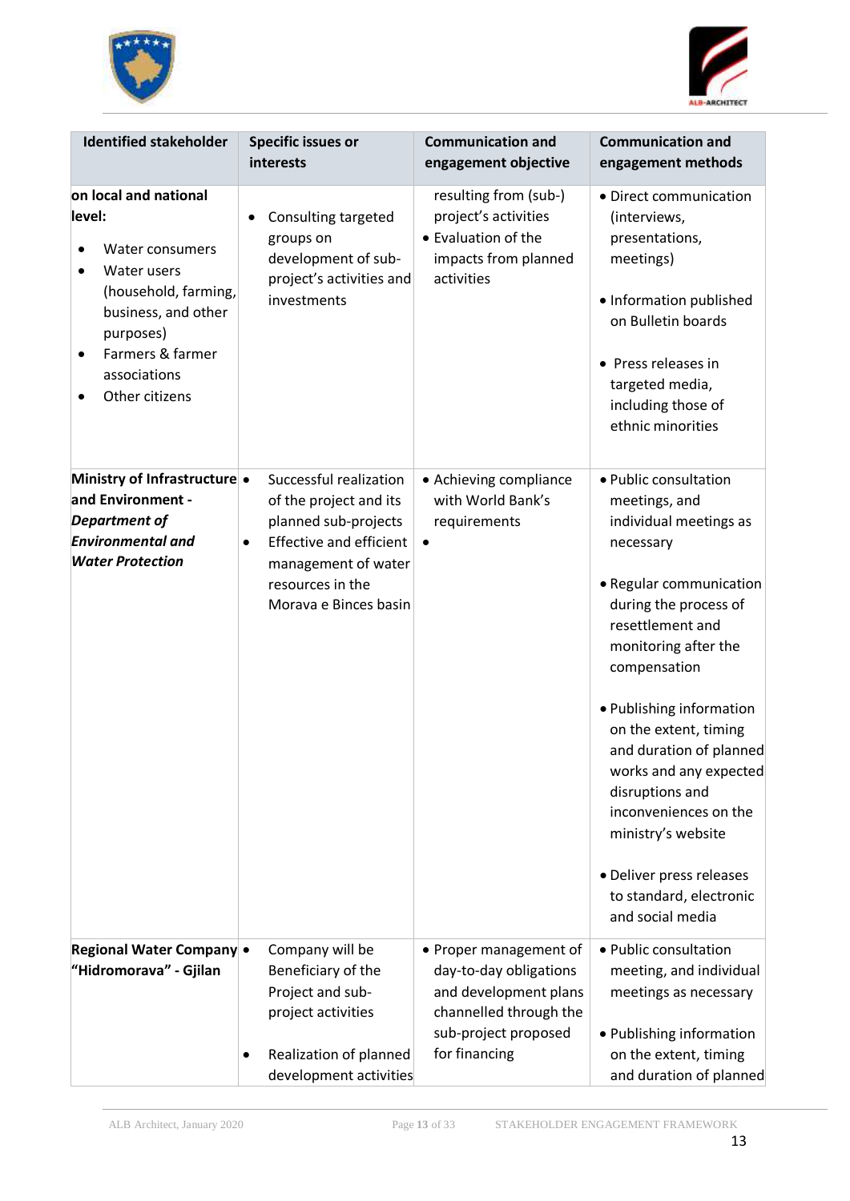| Identified stakeholder | Specific issues or interests | Communication and engagement objective | Communication and engagement methods |
|---|---|---|---|
| **on local and national level:**<br>• Water consumers<br>• Water users (household, farming, business, and other purposes)<br>• Farmers & farmer associations<br>• Other citizens | • Consulting targeted groups on development of sub-project's activities and investments | resulting from (sub-) project's activities<br>• Evaluation of the impacts from planned activities | • Direct communication (interviews, presentations, meetings)<br>• Information published on Bulletin boards<br>• Press releases in targeted media, including those of ethnic minorities |
| **Ministry of Infrastructure and Environment - *Department of Environmental and Water Protection*** | • Successful realization of the project and its planned sub-projects<br>• Effective and efficient management of water resources in the Morava e Binces basin | • Achieving compliance with World Bank's requirements<br>• | • Public consultation meetings, and individual meetings as necessary<br>• Regular communication during the process of resettlement and monitoring after the compensation<br>• Publishing information on the extent, timing and duration of planned works and any expected disruptions and inconveniences on the ministry's website<br>• Deliver press releases to standard, electronic and social media |
| **Regional Water Company "Hidromorava" - Gjilan** | • Company will be Beneficiary of the Project and sub-project activities<br>• Realization of planned development activities | • Proper management of day-to-day obligations and development plans channelled through the sub-project proposed for financing | • Public consultation meeting, and individual meetings as necessary<br>• Publishing information on the extent, timing and duration of planned |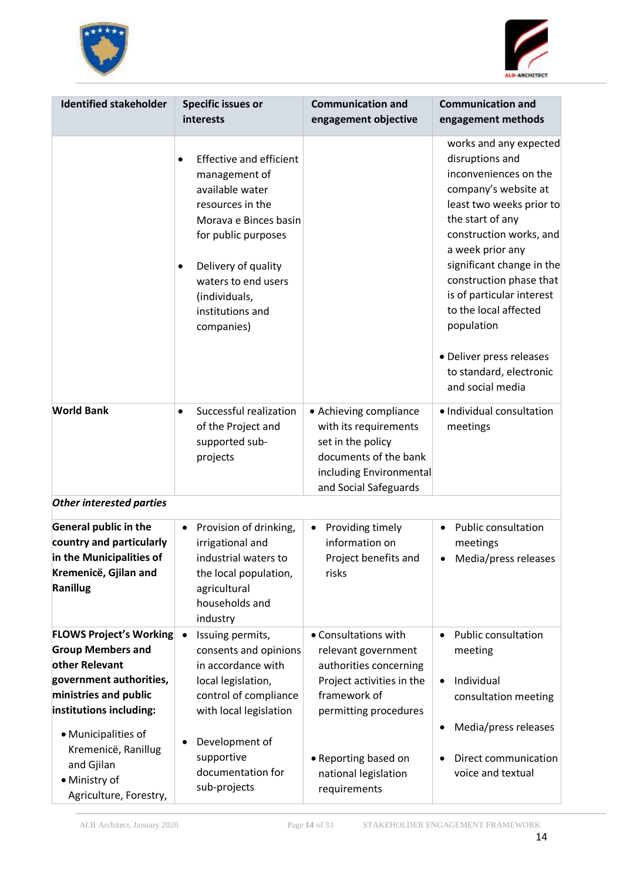| Identified stakeholder | Specific issues or interests | Communication and engagement objective | Communication and engagement methods |
|---|---|---|---|
| | • Effective and efficient management of available water resources in the Morava e Binces basin for public purposes<br><br>• Delivery of quality waters to end users (individuals, institutions and companies) | | works and any expected disruptions and inconveniences on the company's website at least two weeks prior to the start of any construction works, and a week prior any significant change in the construction phase that is of particular interest to the local affected population<br><br>• Deliver press releases to standard, electronic and social media |
| **World Bank** | • Successful realization of the Project and supported sub-projects | • Achieving compliance with its requirements set in the policy documents of the bank including Environmental and Social Safeguards | • Individual consultation meetings |
| ***Other interested parties*** | | | |
| **General public in the country and particularly in the Municipalities of Kremenicë, Gjilan and Ranillug** | • Provision of drinking, irrigational and industrial waters to the local population, agricultural households and industry | • Providing timely information on Project benefits and risks | • Public consultation meetings<br>• Media/press releases |
| **FLOWS Project's Working Group Members and other Relevant government authorities, ministries and public institutions including:**<br>• Municipalities of Kremenicë, Ranillug and Gjilan<br>• Ministry of Agriculture, Forestry, | • Issuing permits, consents and opinions in accordance with local legislation, control of compliance with local legislation<br><br>• Development of supportive documentation for sub-projects | • Consultations with relevant government authorities concerning Project activities in the framework of permitting procedures<br><br>• Reporting based on national legislation requirements | • Public consultation meeting<br><br>• Individual consultation meeting<br><br>• Media/press releases<br><br>• Direct communication voice and textual |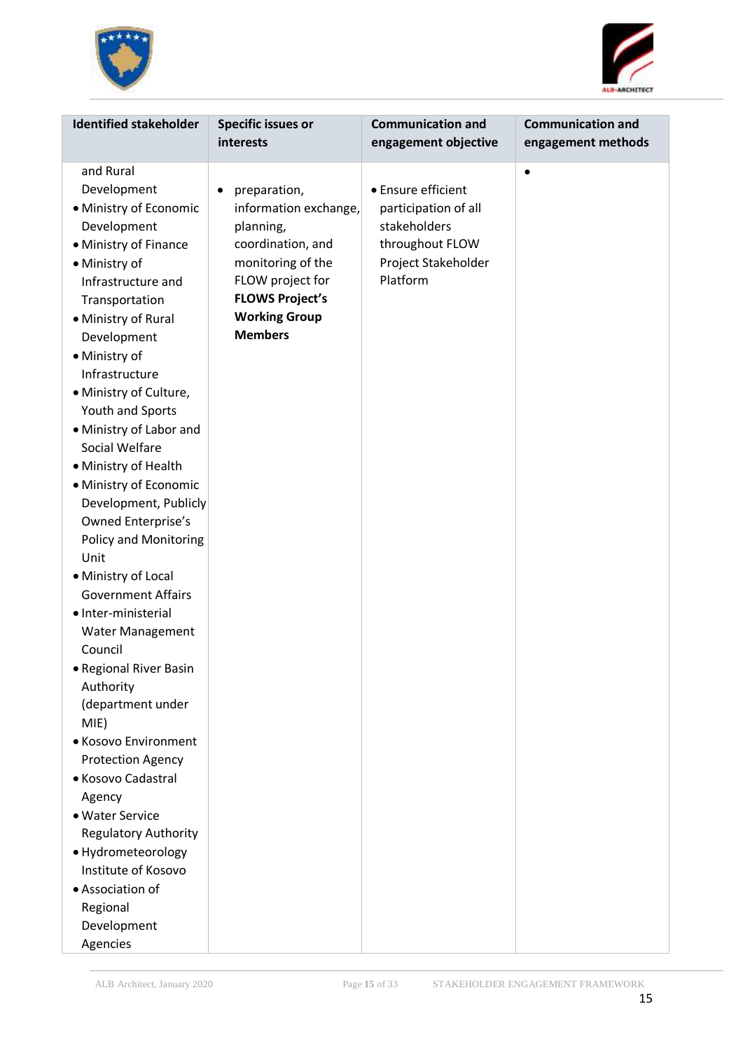| Identified stakeholder | Specific issues or interests | Communication and engagement objective | Communication and engagement methods |
|---|---|---|---|
| and Rural Development<br>• Ministry of Economic Development<br>• Ministry of Finance<br>• Ministry of Infrastructure and Transportation<br>• Ministry of Rural Development<br>• Ministry of Infrastructure<br>• Ministry of Culture, Youth and Sports<br>• Ministry of Labor and Social Welfare<br>• Ministry of Health<br>• Ministry of Economic Development, Publicly Owned Enterprise's Policy and Monitoring Unit<br>• Ministry of Local Government Affairs<br>• Inter-ministerial Water Management Council<br>• Regional River Basin Authority (department under MIE)<br>• Kosovo Environment Protection Agency<br>• Kosovo Cadastral Agency<br>• Water Service Regulatory Authority<br>• Hydrometeorology Institute of Kosovo<br>• Association of Regional Development Agencies | • preparation, information exchange, planning, coordination, and monitoring of the FLOW project for **FLOWS Project's Working Group Members** | • Ensure efficient participation of all stakeholders throughout FLOW Project Stakeholder Platform | • |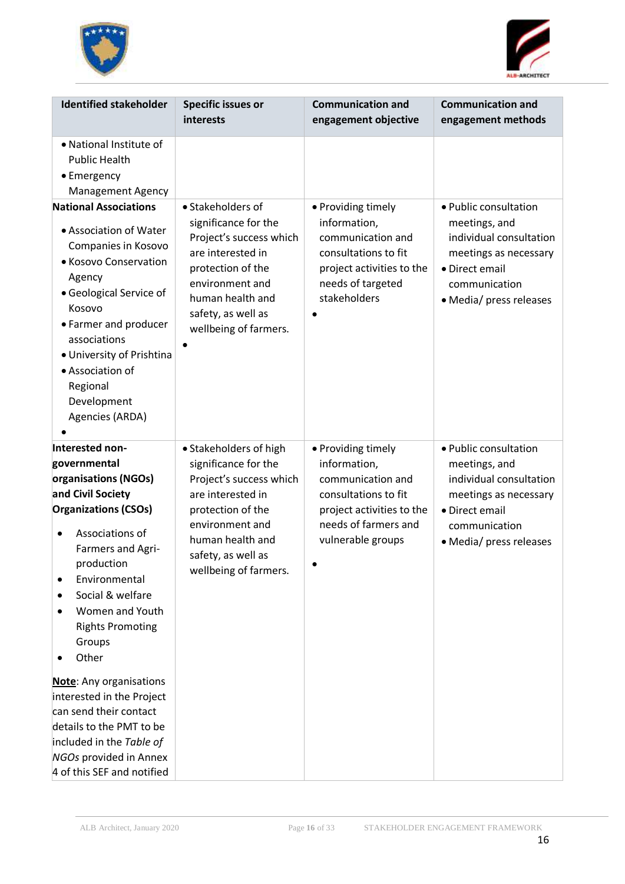| Identified stakeholder | Specific issues or interests | Communication and engagement objective | Communication and engagement methods |
|---|---|---|---|
| • National Institute of Public Health<br>• Emergency Management Agency | | | |
| **National Associations**<br>• Association of Water Companies in Kosovo<br>• Kosovo Conservation Agency<br>• Geological Service of Kosovo<br>• Farmer and producer associations<br>• University of Prishtina<br>• Association of Regional Development Agencies (ARDA)<br>• | • Stakeholders of significance for the Project's success which are interested in protection of the environment and human health and safety, as well as wellbeing of farmers.<br>• | • Providing timely information, communication and consultations to fit project activities to the needs of targeted stakeholders<br>• | • Public consultation meetings, and individual consultation meetings as necessary<br>• Direct email communication<br>• Media/ press releases |
| **Interested non-governmental organisations (NGOs) and Civil Society Organizations (CSOs)**<br>• Associations of Farmers and Agri-production<br>• Environmental<br>• Social & welfare<br>• Women and Youth Rights Promoting Groups<br>• Other<br><br>__Note__: Any organisations interested in the Project can send their contact details to the PMT to be included in the *Table of NGOs* provided in Annex 4 of this SEF and notified | • Stakeholders of high significance for the Project's success which are interested in protection of the environment and human health and safety, as well as wellbeing of farmers. | • Providing timely information, communication and consultations to fit project activities to the needs of farmers and vulnerable groups<br>• | • Public consultation meetings, and individual consultation meetings as necessary<br>• Direct email communication<br>• Media/ press releases |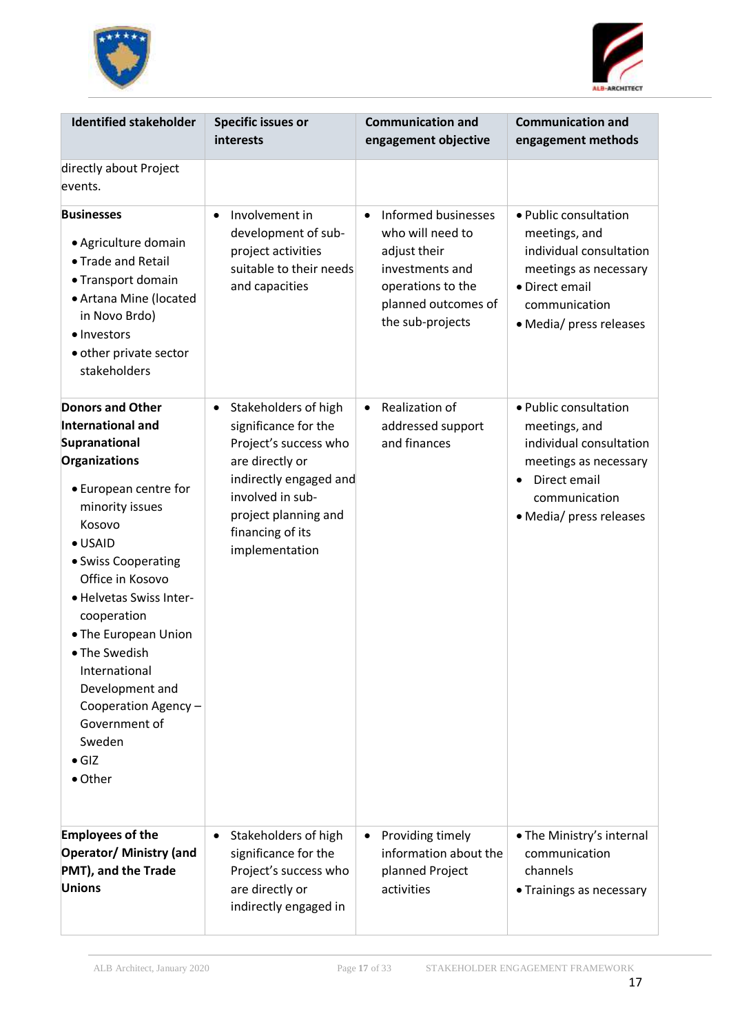| Identified stakeholder | Specific issues or interests | Communication and engagement objective | Communication and engagement methods |
|---|---|---|---|
| directly about Project events. | | | |
| **Businesses**<br>• Agriculture domain<br>• Trade and Retail<br>• Transport domain<br>• Artana Mine (located in Novo Brdo)<br>• Investors<br>• other private sector stakeholders | • Involvement in development of sub-project activities suitable to their needs and capacities | • Informed businesses who will need to adjust their investments and operations to the planned outcomes of the sub-projects | • Public consultation meetings, and individual consultation meetings as necessary<br>• Direct email communication<br>• Media/ press releases |
| **Donors and Other International and Supranational Organizations**<br>• European centre for minority issues Kosovo<br>• USAID<br>• Swiss Cooperating Office in Kosovo<br>• Helvetas Swiss Inter-cooperation<br>• The European Union<br>• The Swedish International Development and Cooperation Agency – Government of Sweden<br>• GIZ<br>• Other | • Stakeholders of high significance for the Project's success who are directly or indirectly engaged and involved in sub-project planning and financing of its implementation | • Realization of addressed support and finances | • Public consultation meetings, and individual consultation meetings as necessary<br>• Direct email communication<br>• Media/ press releases |
| **Employees of the Operator/ Ministry (and PMT), and the Trade Unions** | • Stakeholders of high significance for the Project's success who are directly or indirectly engaged in | • Providing timely information about the planned Project activities | • The Ministry's internal communication channels<br>• Trainings as necessary |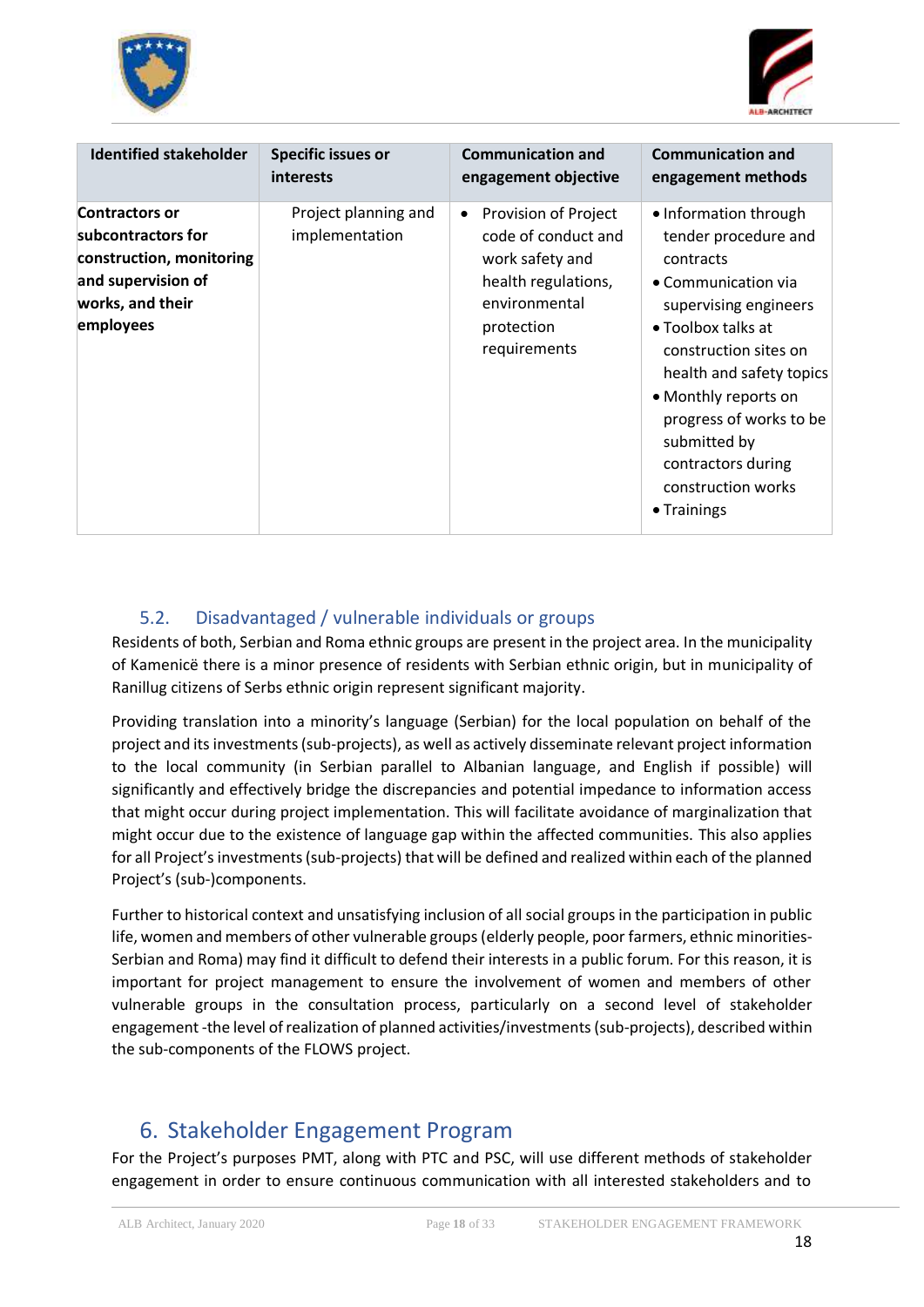| Identified stakeholder | Specific issues or interests | Communication and engagement objective | Communication and engagement methods |
|---|---|---|---|
| **Contractors or subcontractors for construction, monitoring and supervision of works, and their employees** | Project planning and implementation | • Provision of Project code of conduct and work safety and health regulations, environmental protection requirements | • Information through tender procedure and contracts<br>• Communication via supervising engineers<br>• Toolbox talks at construction sites on health and safety topics<br>• Monthly reports on progress of works to be submitted by contractors during construction works<br>• Trainings |

### 5.2. Disadvantaged / vulnerable individuals or groups

Residents of both, Serbian and Roma ethnic groups are present in the project area. In the municipality of Kamenicë there is a minor presence of residents with Serbian ethnic origin, but in municipality of Ranillug citizens of Serbs ethnic origin represent significant majority.

Providing translation into a minority's language (Serbian) for the local population on behalf of the project and its investments (sub-projects), as well as actively disseminate relevant project information to the local community (in Serbian parallel to Albanian language, and English if possible) will significantly and effectively bridge the discrepancies and potential impedance to information access that might occur during project implementation. This will facilitate avoidance of marginalization that might occur due to the existence of language gap within the affected communities. This also applies for all Project's investments (sub-projects) that will be defined and realized within each of the planned Project's (sub-)components.

Further to historical context and unsatisfying inclusion of all social groups in the participation in public life, women and members of other vulnerable groups (elderly people, poor farmers, ethnic minorities-Serbian and Roma) may find it difficult to defend their interests in a public forum. For this reason, it is important for project management to ensure the involvement of women and members of other vulnerable groups in the consultation process, particularly on a second level of stakeholder engagement -the level of realization of planned activities/investments (sub-projects), described within the sub-components of the FLOWS project.

## 6. Stakeholder Engagement Program

For the Project's purposes PMT, along with PTC and PSC, will use different methods of stakeholder engagement in order to ensure continuous communication with all interested stakeholders and to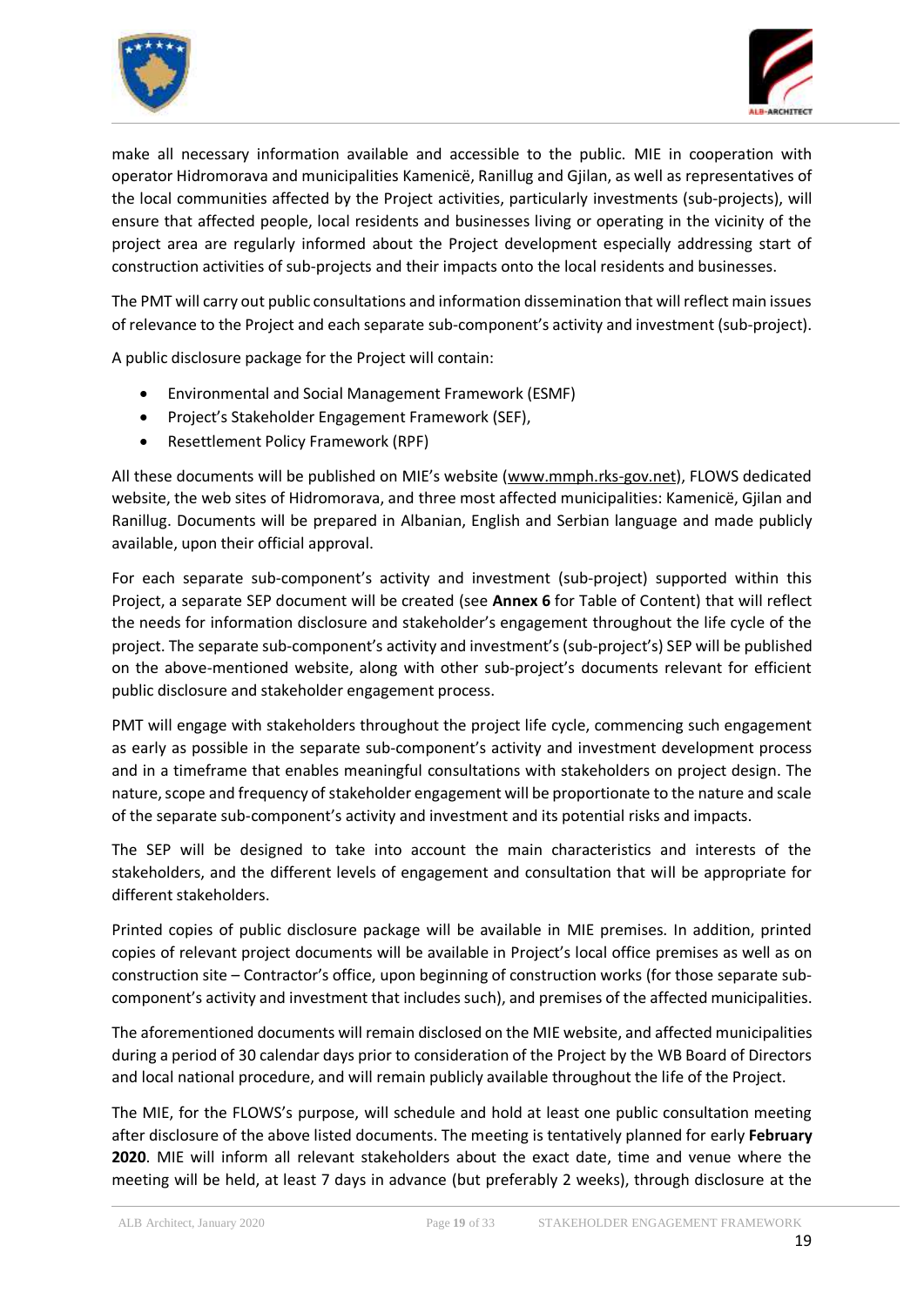make all necessary information available and accessible to the public. MIE in cooperation with operator Hidromorava and municipalities Kamenicë, Ranillug and Gjilan, as well as representatives of the local communities affected by the Project activities, particularly investments (sub-projects), will ensure that affected people, local residents and businesses living or operating in the vicinity of the project area are regularly informed about the Project development especially addressing start of construction activities of sub-projects and their impacts onto the local residents and businesses.

The PMT will carry out public consultations and information dissemination that will reflect main issues of relevance to the Project and each separate sub-component's activity and investment (sub-project).

A public disclosure package for the Project will contain:

- Environmental and Social Management Framework (ESMF)
- Project's Stakeholder Engagement Framework (SEF),
- Resettlement Policy Framework (RPF)

All these documents will be published on MIE's website (www.mmph.rks-gov.net), FLOWS dedicated website, the web sites of Hidromorava, and three most affected municipalities: Kamenicë, Gjilan and Ranillug. Documents will be prepared in Albanian, English and Serbian language and made publicly available, upon their official approval.

For each separate sub-component's activity and investment (sub-project) supported within this Project, a separate SEP document will be created (see **Annex 6** for Table of Content) that will reflect the needs for information disclosure and stakeholder's engagement throughout the life cycle of the project. The separate sub-component's activity and investment's (sub-project's) SEP will be published on the above-mentioned website, along with other sub-project's documents relevant for efficient public disclosure and stakeholder engagement process.

PMT will engage with stakeholders throughout the project life cycle, commencing such engagement as early as possible in the separate sub-component's activity and investment development process and in a timeframe that enables meaningful consultations with stakeholders on project design. The nature, scope and frequency of stakeholder engagement will be proportionate to the nature and scale of the separate sub-component's activity and investment and its potential risks and impacts.

The SEP will be designed to take into account the main characteristics and interests of the stakeholders, and the different levels of engagement and consultation that will be appropriate for different stakeholders.

Printed copies of public disclosure package will be available in MIE premises. In addition, printed copies of relevant project documents will be available in Project's local office premises as well as on construction site – Contractor's office, upon beginning of construction works (for those separate sub-component's activity and investment that includes such), and premises of the affected municipalities.

The aforementioned documents will remain disclosed on the MIE website, and affected municipalities during a period of 30 calendar days prior to consideration of the Project by the WB Board of Directors and local national procedure, and will remain publicly available throughout the life of the Project.

The MIE, for the FLOWS's purpose, will schedule and hold at least one public consultation meeting after disclosure of the above listed documents. The meeting is tentatively planned for early **February 2020**. MIE will inform all relevant stakeholders about the exact date, time and venue where the meeting will be held, at least 7 days in advance (but preferably 2 weeks), through disclosure at the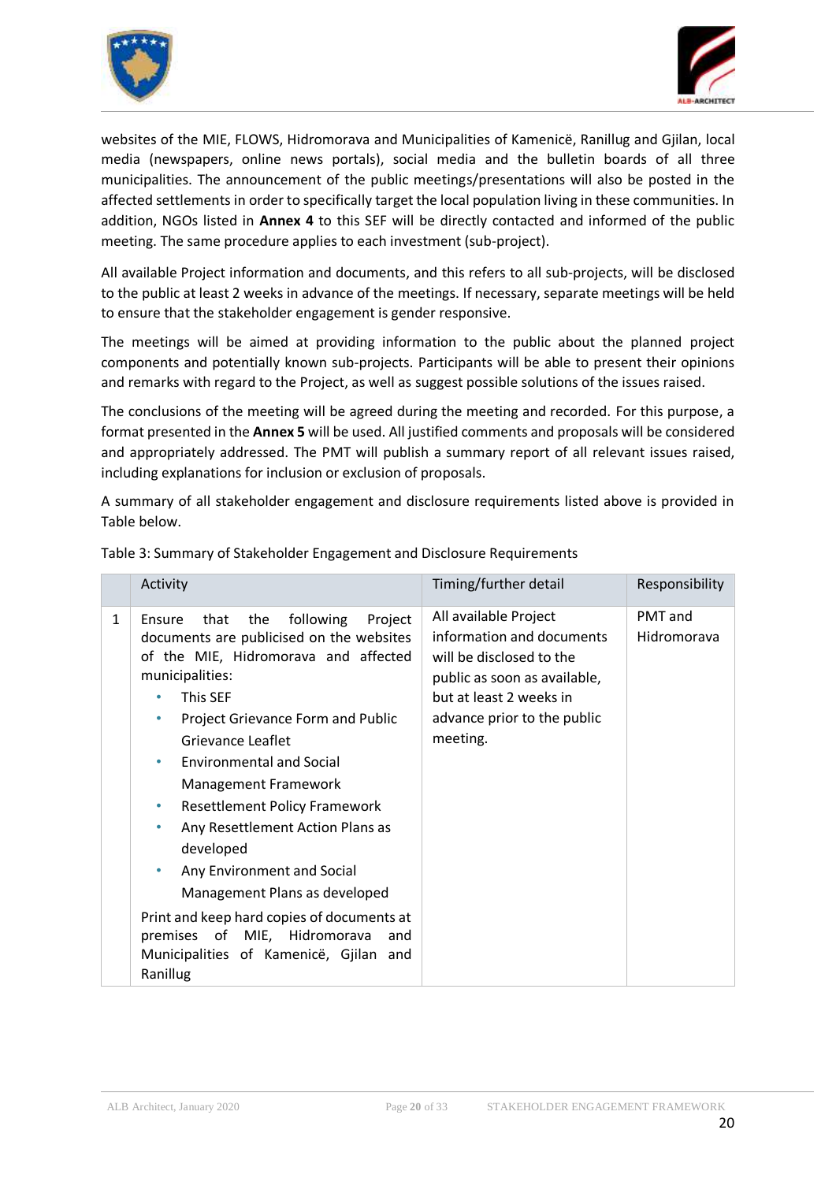websites of the MIE, FLOWS, Hidromorava and Municipalities of Kamenicë, Ranillug and Gjilan, local media (newspapers, online news portals), social media and the bulletin boards of all three municipalities. The announcement of the public meetings/presentations will also be posted in the affected settlements in order to specifically target the local population living in these communities. In addition, NGOs listed in **Annex 4** to this SEF will be directly contacted and informed of the public meeting. The same procedure applies to each investment (sub-project).

All available Project information and documents, and this refers to all sub-projects, will be disclosed to the public at least 2 weeks in advance of the meetings. If necessary, separate meetings will be held to ensure that the stakeholder engagement is gender responsive.

The meetings will be aimed at providing information to the public about the planned project components and potentially known sub-projects. Participants will be able to present their opinions and remarks with regard to the Project, as well as suggest possible solutions of the issues raised.

The conclusions of the meeting will be agreed during the meeting and recorded. For this purpose, a format presented in the **Annex 5** will be used. All justified comments and proposals will be considered and appropriately addressed. The PMT will publish a summary report of all relevant issues raised, including explanations for inclusion or exclusion of proposals.

A summary of all stakeholder engagement and disclosure requirements listed above is provided in Table below.

Table 3: Summary of Stakeholder Engagement and Disclosure Requirements

| | Activity | Timing/further detail | Responsibility |
|---|---|---|---|
| 1 | Ensure that the following Project documents are publicised on the websites of the MIE, Hidromorava and affected municipalities:<br>• This SEF<br>• Project Grievance Form and Public Grievance Leaflet<br>• Environmental and Social Management Framework<br>• Resettlement Policy Framework<br>• Any Resettlement Action Plans as developed<br>• Any Environment and Social Management Plans as developed<br>Print and keep hard copies of documents at premises of MIE, Hidromorava and Municipalities of Kamenicë, Gjilan and Ranillug | All available Project information and documents will be disclosed to the public as soon as available, but at least 2 weeks in advance prior to the public meeting. | PMT and Hidromorava |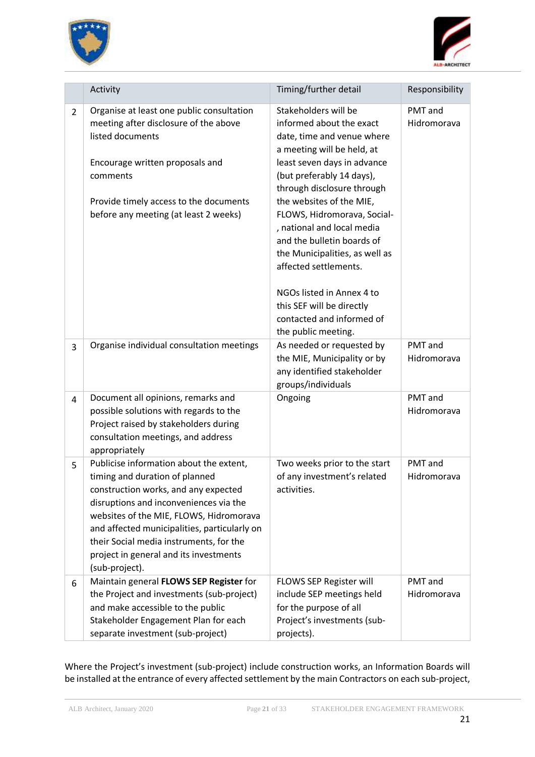| | Activity | Timing/further detail | Responsibility |
|---|---|---|---|
| 2 | Organise at least one public consultation meeting after disclosure of the above listed documents<br><br>Encourage written proposals and comments<br><br>Provide timely access to the documents before any meeting (at least 2 weeks) | Stakeholders will be informed about the exact date, time and venue where a meeting will be held, at least seven days in advance (but preferably 14 days), through disclosure through the websites of the MIE, FLOWS, Hidromorava, Social-, national and local media and the bulletin boards of the Municipalities, as well as affected settlements.<br><br>NGOs listed in Annex 4 to this SEF will be directly contacted and informed of the public meeting. | PMT and Hidromorava |
| 3 | Organise individual consultation meetings | As needed or requested by the MIE, Municipality or by any identified stakeholder groups/individuals | PMT and Hidromorava |
| 4 | Document all opinions, remarks and possible solutions with regards to the Project raised by stakeholders during consultation meetings, and address appropriately | Ongoing | PMT and Hidromorava |
| 5 | Publicise information about the extent, timing and duration of planned construction works, and any expected disruptions and inconveniences via the websites of the MIE, FLOWS, Hidromorava and affected municipalities, particularly on their Social media instruments, for the project in general and its investments (sub-project). | Two weeks prior to the start of any investment's related activities. | PMT and Hidromorava |
| 6 | Maintain general **FLOWS SEP Register** for the Project and investments (sub-project) and make accessible to the public Stakeholder Engagement Plan for each separate investment (sub-project) | FLOWS SEP Register will include SEP meetings held for the purpose of all Project's investments (sub-projects). | PMT and Hidromorava |

Where the Project's investment (sub-project) include construction works, an Information Boards will be installed at the entrance of every affected settlement by the main Contractors on each sub-project,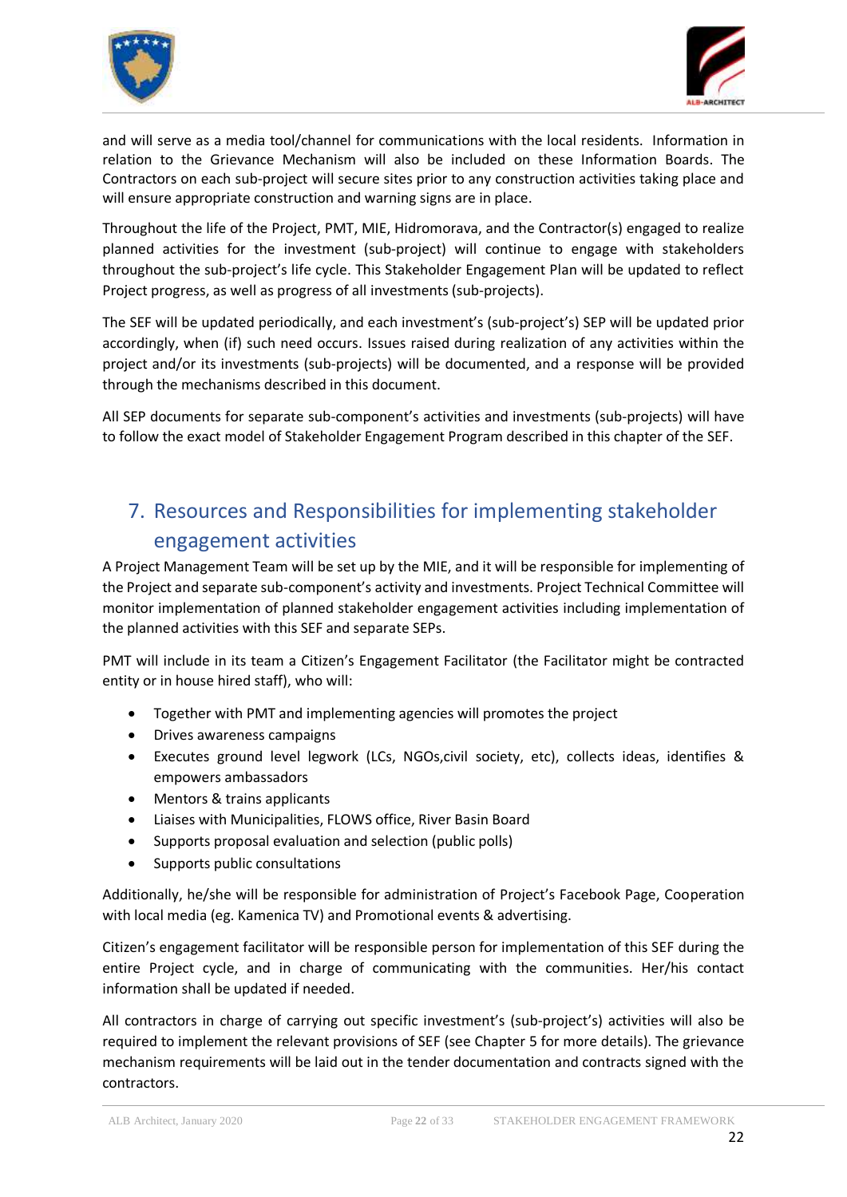and will serve as a media tool/channel for communications with the local residents. Information in relation to the Grievance Mechanism will also be included on these Information Boards. The Contractors on each sub-project will secure sites prior to any construction activities taking place and will ensure appropriate construction and warning signs are in place.

Throughout the life of the Project, PMT, MIE, Hidromorava, and the Contractor(s) engaged to realize planned activities for the investment (sub-project) will continue to engage with stakeholders throughout the sub-project's life cycle. This Stakeholder Engagement Plan will be updated to reflect Project progress, as well as progress of all investments (sub-projects).

The SEF will be updated periodically, and each investment's (sub-project's) SEP will be updated prior accordingly, when (if) such need occurs. Issues raised during realization of any activities within the project and/or its investments (sub-projects) will be documented, and a response will be provided through the mechanisms described in this document.

All SEP documents for separate sub-component's activities and investments (sub-projects) will have to follow the exact model of Stakeholder Engagement Program described in this chapter of the SEF.

# 7. Resources and Responsibilities for implementing stakeholder engagement activities

A Project Management Team will be set up by the MIE, and it will be responsible for implementing of the Project and separate sub-component's activity and investments. Project Technical Committee will monitor implementation of planned stakeholder engagement activities including implementation of the planned activities with this SEF and separate SEPs.

PMT will include in its team a Citizen's Engagement Facilitator (the Facilitator might be contracted entity or in house hired staff), who will:

- Together with PMT and implementing agencies will promotes the project
- Drives awareness campaigns
- Executes ground level legwork (LCs, NGOs,civil society, etc), collects ideas, identifies & empowers ambassadors
- Mentors & trains applicants
- Liaises with Municipalities, FLOWS office, River Basin Board
- Supports proposal evaluation and selection (public polls)
- Supports public consultations

Additionally, he/she will be responsible for administration of Project's Facebook Page, Cooperation with local media (eg. Kamenica TV) and Promotional events & advertising.

Citizen's engagement facilitator will be responsible person for implementation of this SEF during the entire Project cycle, and in charge of communicating with the communities. Her/his contact information shall be updated if needed.

All contractors in charge of carrying out specific investment's (sub-project's) activities will also be required to implement the relevant provisions of SEF (see Chapter 5 for more details). The grievance mechanism requirements will be laid out in the tender documentation and contracts signed with the contractors.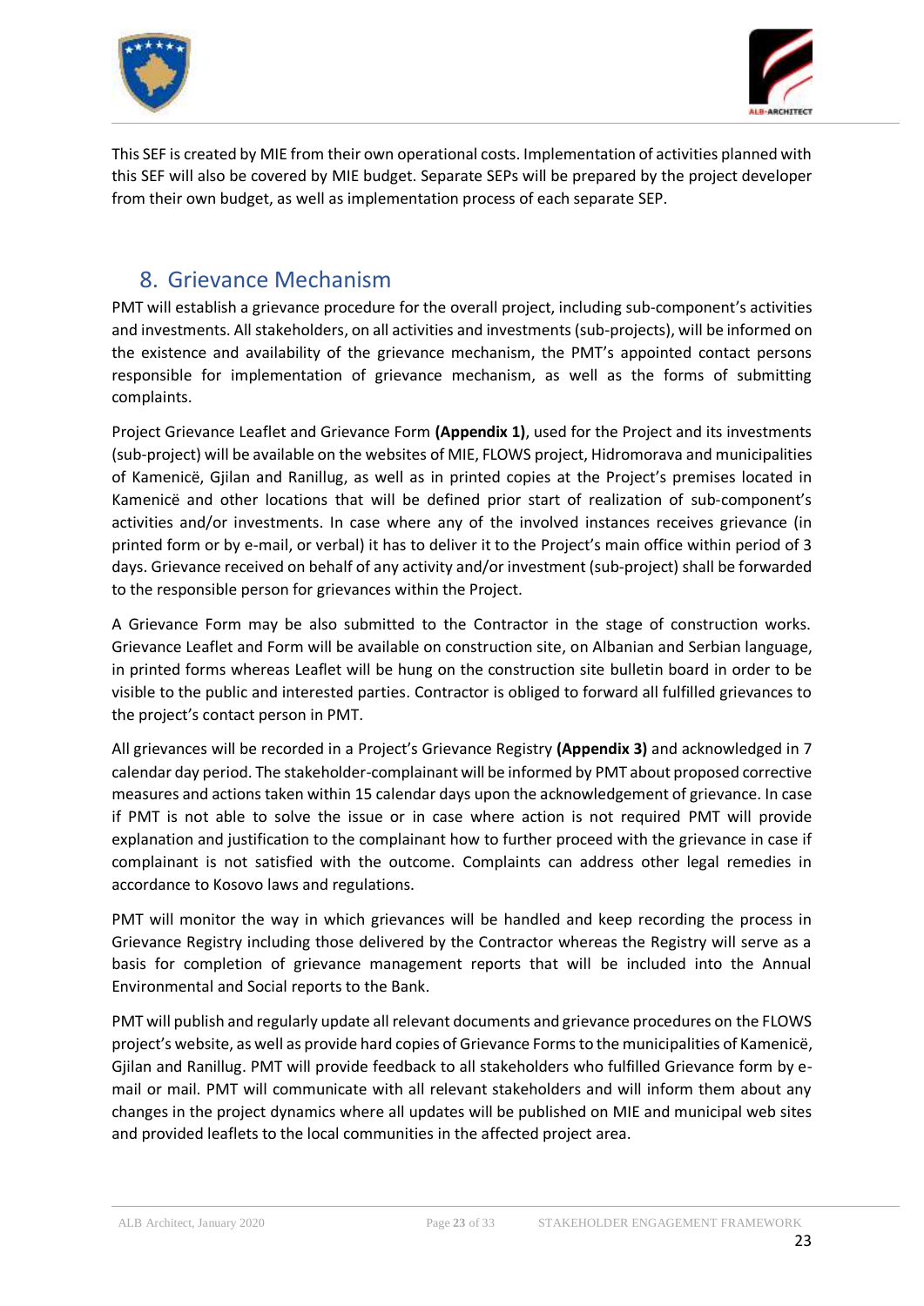This SEF is created by MIE from their own operational costs. Implementation of activities planned with this SEF will also be covered by MIE budget. Separate SEPs will be prepared by the project developer from their own budget, as well as implementation process of each separate SEP.

## 8. Grievance Mechanism

PMT will establish a grievance procedure for the overall project, including sub-component's activities and investments. All stakeholders, on all activities and investments (sub-projects), will be informed on the existence and availability of the grievance mechanism, the PMT's appointed contact persons responsible for implementation of grievance mechanism, as well as the forms of submitting complaints.

Project Grievance Leaflet and Grievance Form **(Appendix 1)**, used for the Project and its investments (sub-project) will be available on the websites of MIE, FLOWS project, Hidromorava and municipalities of Kamenicë, Gjilan and Ranillug, as well as in printed copies at the Project's premises located in Kamenicë and other locations that will be defined prior start of realization of sub-component's activities and/or investments. In case where any of the involved instances receives grievance (in printed form or by e-mail, or verbal) it has to deliver it to the Project's main office within period of 3 days. Grievance received on behalf of any activity and/or investment (sub-project) shall be forwarded to the responsible person for grievances within the Project.

A Grievance Form may be also submitted to the Contractor in the stage of construction works. Grievance Leaflet and Form will be available on construction site, on Albanian and Serbian language, in printed forms whereas Leaflet will be hung on the construction site bulletin board in order to be visible to the public and interested parties. Contractor is obliged to forward all fulfilled grievances to the project's contact person in PMT.

All grievances will be recorded in a Project's Grievance Registry **(Appendix 3)** and acknowledged in 7 calendar day period. The stakeholder-complainant will be informed by PMT about proposed corrective measures and actions taken within 15 calendar days upon the acknowledgement of grievance. In case if PMT is not able to solve the issue or in case where action is not required PMT will provide explanation and justification to the complainant how to further proceed with the grievance in case if complainant is not satisfied with the outcome. Complaints can address other legal remedies in accordance to Kosovo laws and regulations.

PMT will monitor the way in which grievances will be handled and keep recording the process in Grievance Registry including those delivered by the Contractor whereas the Registry will serve as a basis for completion of grievance management reports that will be included into the Annual Environmental and Social reports to the Bank.

PMT will publish and regularly update all relevant documents and grievance procedures on the FLOWS project's website, as well as provide hard copies of Grievance Forms to the municipalities of Kamenicë, Gjilan and Ranillug. PMT will provide feedback to all stakeholders who fulfilled Grievance form by e-mail or mail. PMT will communicate with all relevant stakeholders and will inform them about any changes in the project dynamics where all updates will be published on MIE and municipal web sites and provided leaflets to the local communities in the affected project area.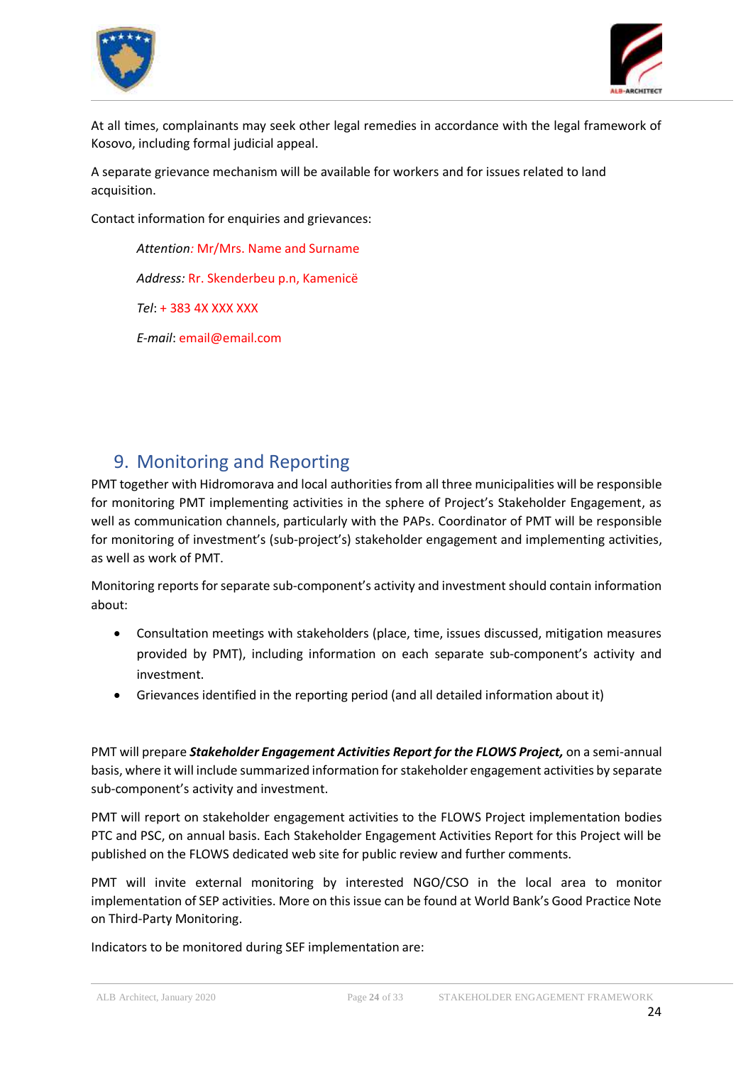At all times, complainants may seek other legal remedies in accordance with the legal framework of Kosovo, including formal judicial appeal.

A separate grievance mechanism will be available for workers and for issues related to land acquisition.

Contact information for enquiries and grievances:

> *Attention:* Mr/Mrs. Name and Surname
>
> *Address:* Rr. Skenderbeu p.n, Kamenicë
>
> *Tel*: + 383 4X XXX XXX
>
> *E-mail*: email@email.com

## 9. Monitoring and Reporting

PMT together with Hidromorava and local authorities from all three municipalities will be responsible for monitoring PMT implementing activities in the sphere of Project's Stakeholder Engagement, as well as communication channels, particularly with the PAPs. Coordinator of PMT will be responsible for monitoring of investment's (sub-project's) stakeholder engagement and implementing activities, as well as work of PMT.

Monitoring reports for separate sub-component's activity and investment should contain information about:

- Consultation meetings with stakeholders (place, time, issues discussed, mitigation measures provided by PMT), including information on each separate sub-component's activity and investment.
- Grievances identified in the reporting period (and all detailed information about it)

PMT will prepare ***Stakeholder Engagement Activities Report for the FLOWS Project,*** on a semi-annual basis, where it will include summarized information for stakeholder engagement activities by separate sub-component's activity and investment.

PMT will report on stakeholder engagement activities to the FLOWS Project implementation bodies PTC and PSC, on annual basis. Each Stakeholder Engagement Activities Report for this Project will be published on the FLOWS dedicated web site for public review and further comments.

PMT will invite external monitoring by interested NGO/CSO in the local area to monitor implementation of SEP activities. More on this issue can be found at World Bank's Good Practice Note on Third-Party Monitoring.

Indicators to be monitored during SEF implementation are: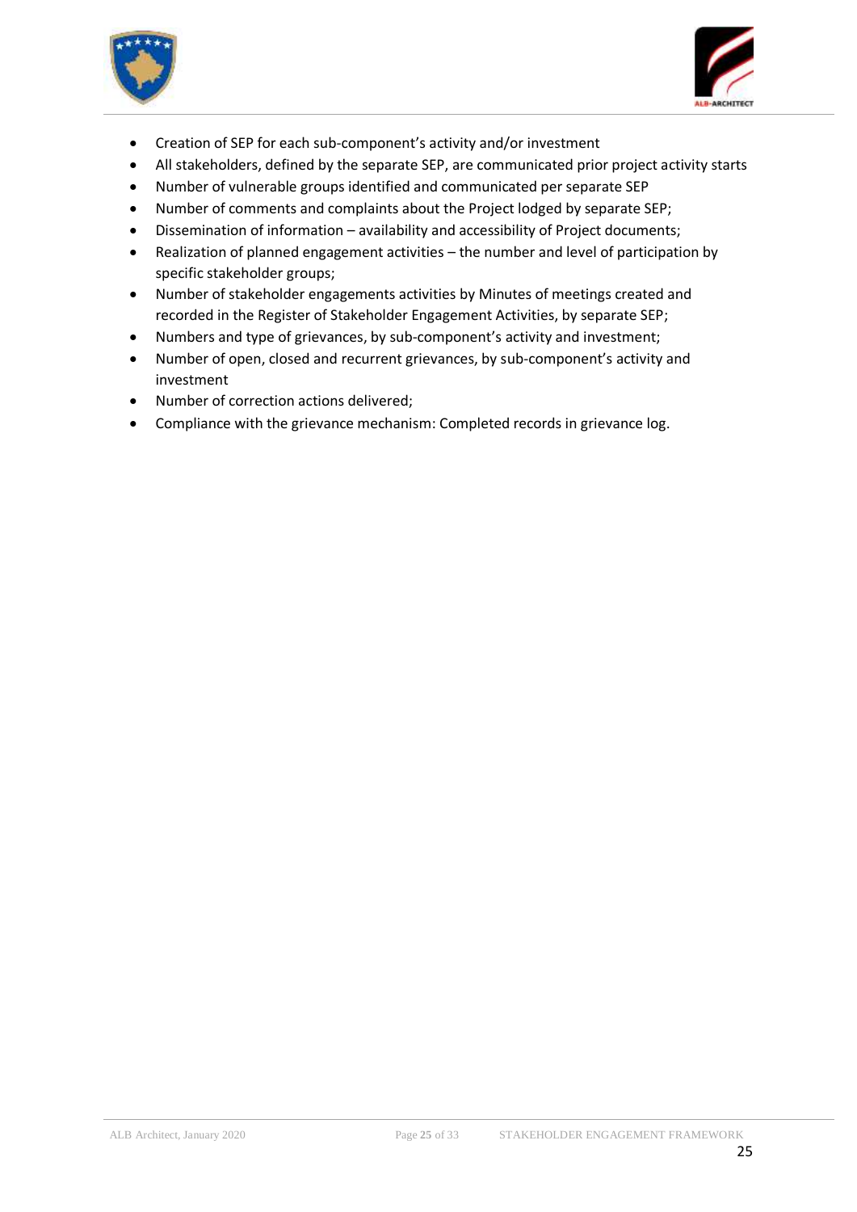- Creation of SEP for each sub-component's activity and/or investment
- All stakeholders, defined by the separate SEP, are communicated prior project activity starts
- Number of vulnerable groups identified and communicated per separate SEP
- Number of comments and complaints about the Project lodged by separate SEP;
- Dissemination of information – availability and accessibility of Project documents;
- Realization of planned engagement activities – the number and level of participation by specific stakeholder groups;
- Number of stakeholder engagements activities by Minutes of meetings created and recorded in the Register of Stakeholder Engagement Activities, by separate SEP;
- Numbers and type of grievances, by sub-component's activity and investment;
- Number of open, closed and recurrent grievances, by sub-component's activity and investment
- Number of correction actions delivered;
- Compliance with the grievance mechanism: Completed records in grievance log.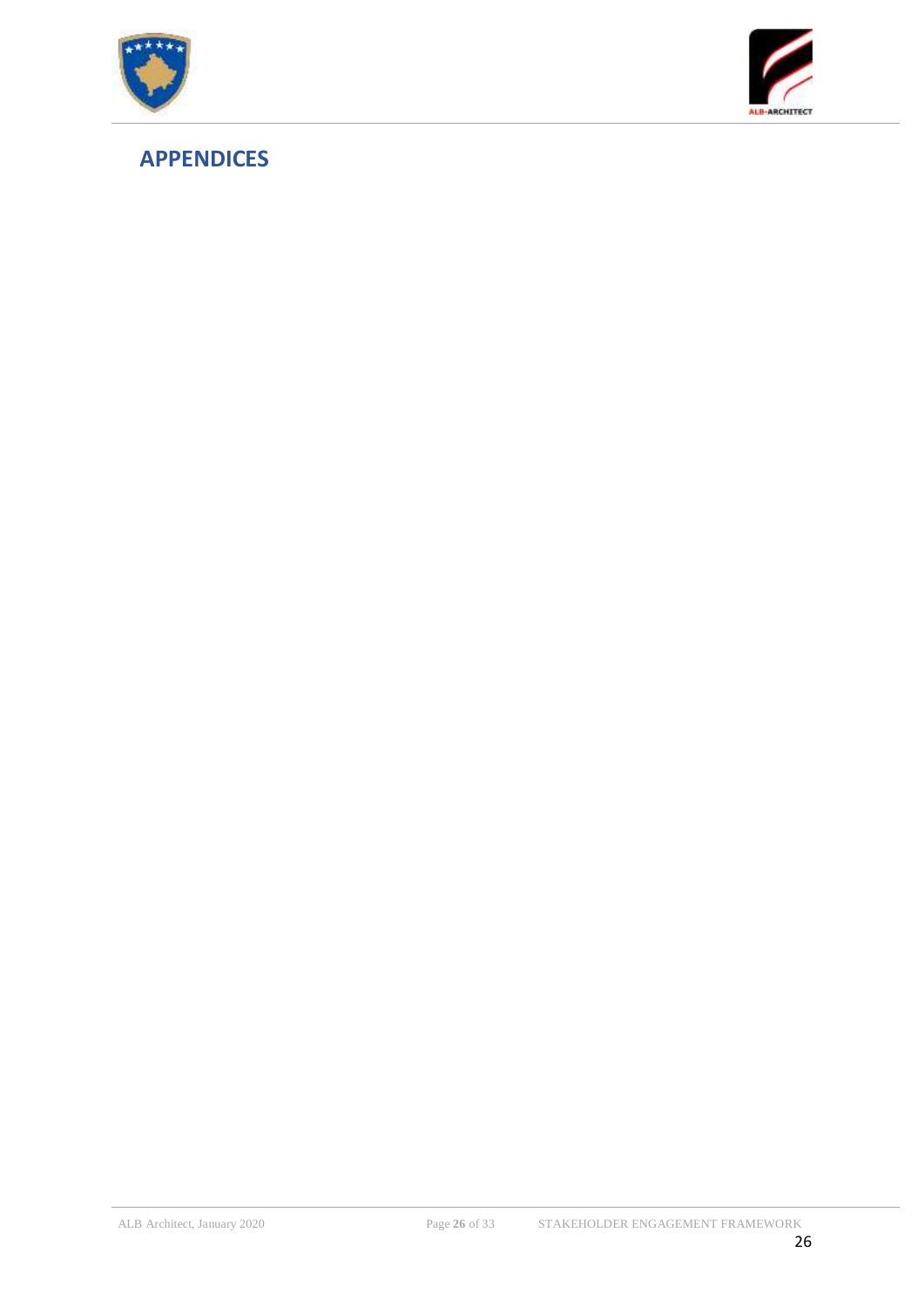# APPENDICES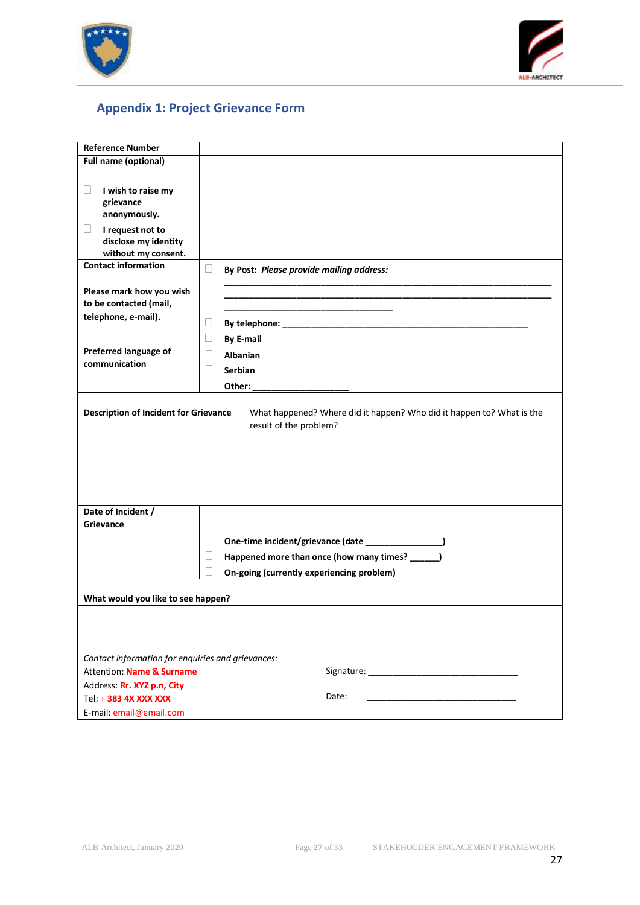## Appendix 1: Project Grievance Form

| **Reference Number** | |
|---|---|
| **Full name (optional)**<br><br>☐ **I wish to raise my grievance anonymously.**<br>☐ **I request not to disclose my identity without my consent.** | |
| **Contact information**<br><br>**Please mark how you wish to be contacted (mail, telephone, e-mail).** | ☐ **By Post:** ***Please provide mailing address:***<br>_______________________________________________<br>_______________________________________________<br>______________________<br>☐ **By telephone:** ___________________________________<br>☐ **By E-mail** |
| **Preferred language of communication** | ☐ **Albanian**<br>☐ **Serbian**<br>☐ **Other:** ___________________ |

| **Description of Incident for Grievance** | What happened? Where did it happen? Who did it happen to? What is the result of the problem? |
|---|---|
| | |
| **Date of Incident / Grievance** | |
| | ☐ **One-time incident/grievance (date _______________)**<br>☐ **Happened more than once (how many times? ______)**<br>☐ **On-going (currently experiencing problem)** |

| **What would you like to see happen?** | |
|---|---|
| | |
| *Contact information for enquiries and grievances:*<br>Attention: **Name & Surname**<br>Address: **Rr. XYZ p.n, City**<br>Tel: **+ 383 4X XXX XXX**<br>E-mail: email@email.com | Signature: ______________________________<br><br>Date: ______________________________ |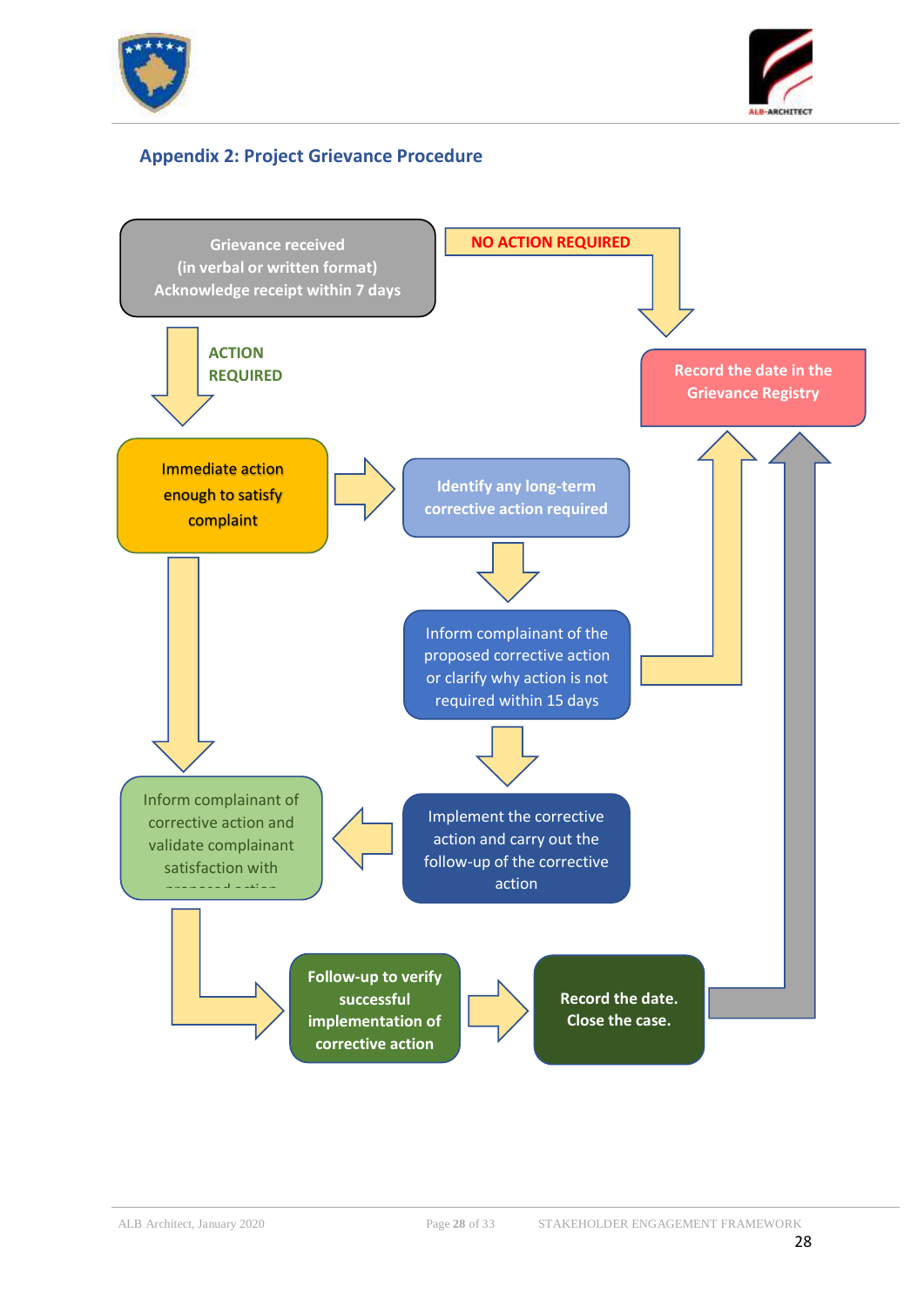## Appendix 2: Project Grievance Procedure

Grievance received
(in verbal or written format)
Acknowledge receipt within 7 days

NO ACTION REQUIRED

Record the date in the Grievance Registry

ACTION REQUIRED

Immediate action enough to satisfy complaint

Identify any long-term corrective action required

Inform complainant of the proposed corrective action or clarify why action is not required within 15 days

Implement the corrective action and carry out the follow-up of the corrective action

Inform complainant of corrective action and validate complainant satisfaction with proposed action

Follow-up to verify successful implementation of corrective action

Record the date. Close the case.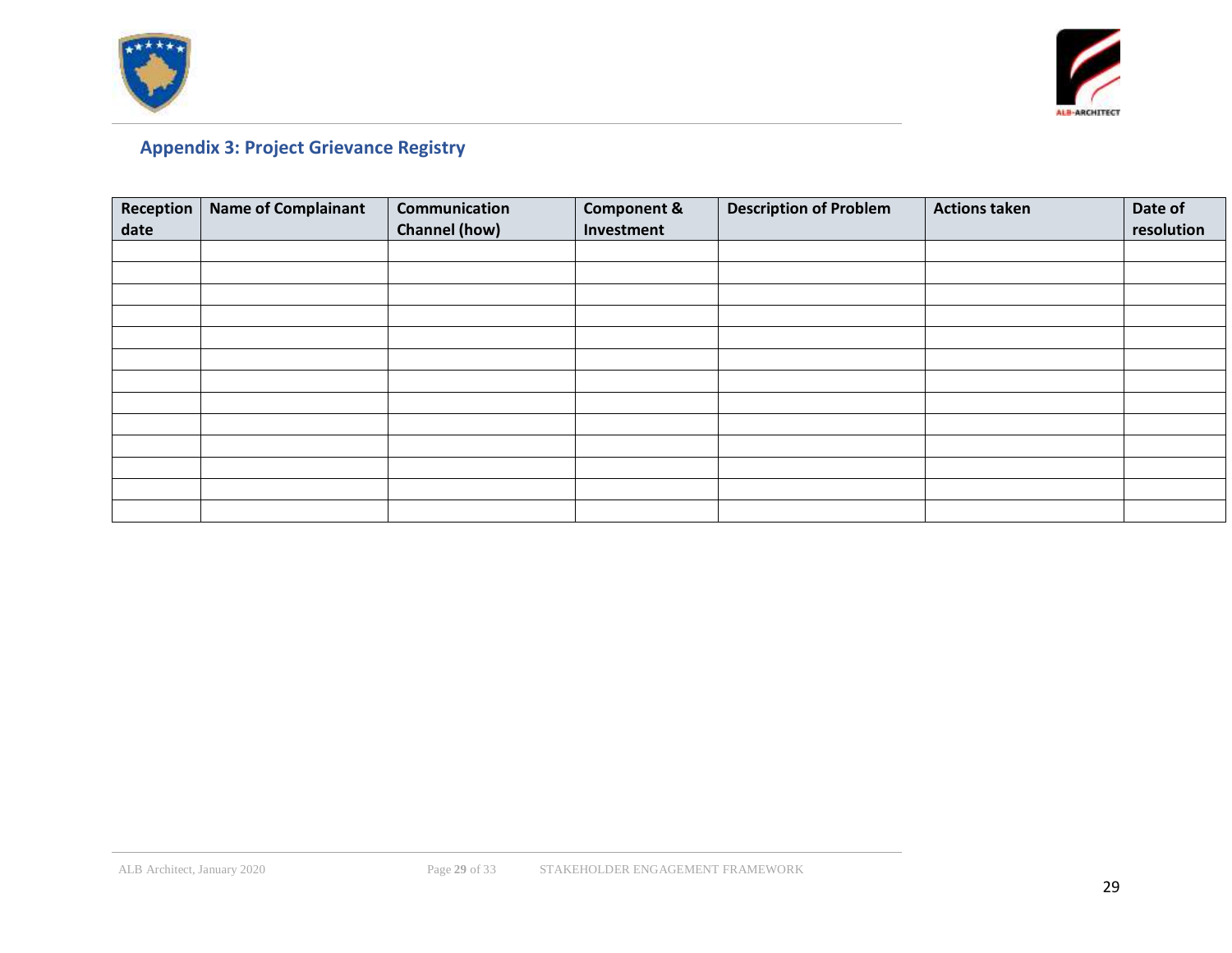## Appendix 3: Project Grievance Registry

| Reception date | Name of Complainant | Communication Channel (how) | Component & Investment | Description of Problem | Actions taken | Date of resolution |
|---|---|---|---|---|---|---|
| | | | | | | |
| | | | | | | |
| | | | | | | |
| | | | | | | |
| | | | | | | |
| | | | | | | |
| | | | | | | |
| | | | | | | |
| | | | | | | |
| | | | | | | |
| | | | | | | |
| | | | | | | |
| | | | | | | |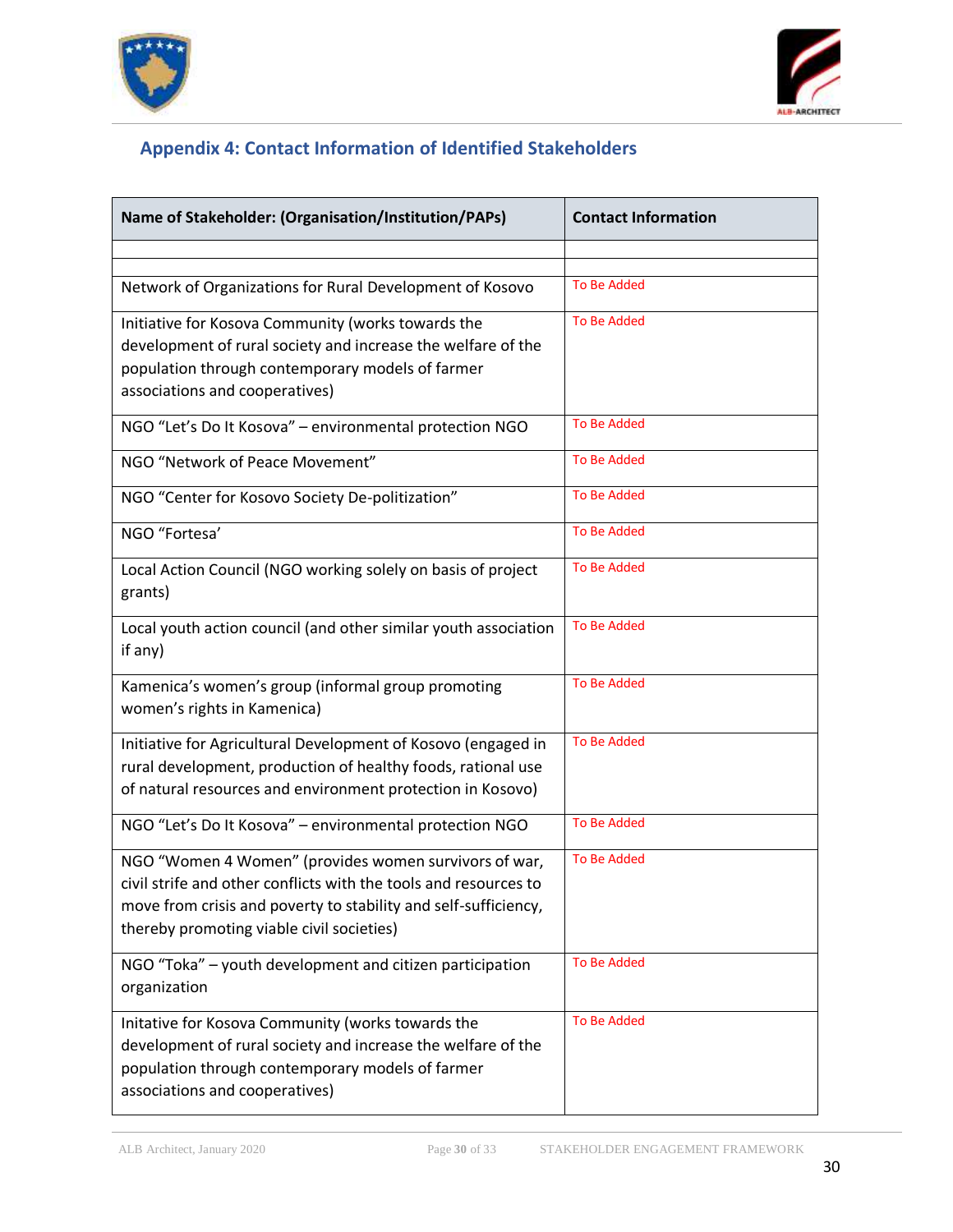## Appendix 4: Contact Information of Identified Stakeholders

| Name of Stakeholder: (Organisation/Institution/PAPs) | Contact Information |
|---|---|
| | |
| | |
| Network of Organizations for Rural Development of Kosovo | To Be Added |
| Initiative for Kosova Community (works towards the development of rural society and increase the welfare of the population through contemporary models of farmer associations and cooperatives) | To Be Added |
| NGO "Let's Do It Kosova" – environmental protection NGO | To Be Added |
| NGO "Network of Peace Movement" | To Be Added |
| NGO "Center for Kosovo Society De-politization" | To Be Added |
| NGO "Fortesa' | To Be Added |
| Local Action Council (NGO working solely on basis of project grants) | To Be Added |
| Local youth action council (and other similar youth association if any) | To Be Added |
| Kamenica's women's group (informal group promoting women's rights in Kamenica) | To Be Added |
| Initiative for Agricultural Development of Kosovo (engaged in rural development, production of healthy foods, rational use of natural resources and environment protection in Kosovo) | To Be Added |
| NGO "Let's Do It Kosova" – environmental protection NGO | To Be Added |
| NGO "Women 4 Women" (provides women survivors of war, civil strife and other conflicts with the tools and resources to move from crisis and poverty to stability and self-sufficiency, thereby promoting viable civil societies) | To Be Added |
| NGO "Toka" – youth development and citizen participation organization | To Be Added |
| Initative for Kosova Community (works towards the development of rural society and increase the welfare of the population through contemporary models of farmer associations and cooperatives) | To Be Added |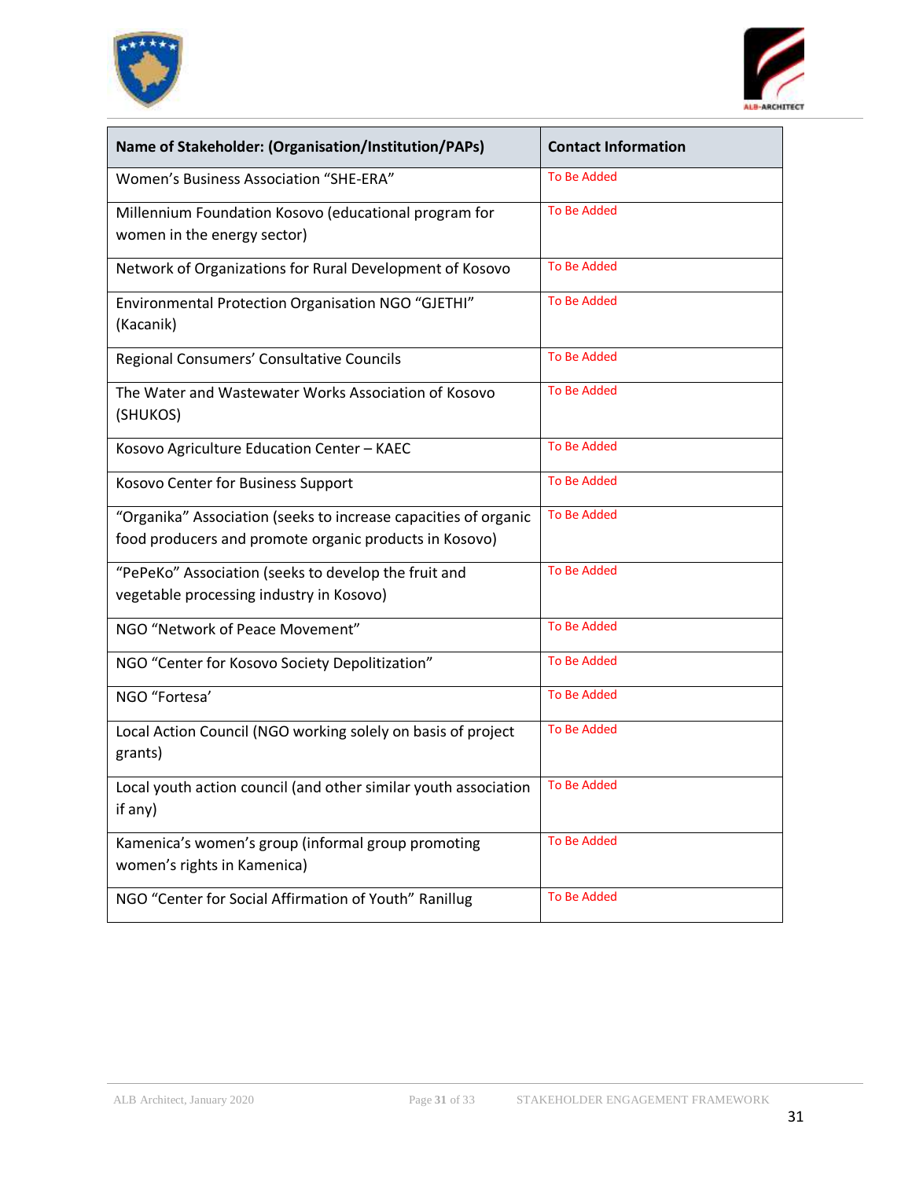| Name of Stakeholder: (Organisation/Institution/PAPs) | Contact Information |
|---|---|
| Women's Business Association "SHE-ERA" | To Be Added |
| Millennium Foundation Kosovo (educational program for women in the energy sector) | To Be Added |
| Network of Organizations for Rural Development of Kosovo | To Be Added |
| Environmental Protection Organisation NGO "GJETHI" (Kacanik) | To Be Added |
| Regional Consumers' Consultative Councils | To Be Added |
| The Water and Wastewater Works Association of Kosovo (SHUKOS) | To Be Added |
| Kosovo Agriculture Education Center – KAEC | To Be Added |
| Kosovo Center for Business Support | To Be Added |
| "Organika" Association (seeks to increase capacities of organic food producers and promote organic products in Kosovo) | To Be Added |
| "PePeKo" Association (seeks to develop the fruit and vegetable processing industry in Kosovo) | To Be Added |
| NGO "Network of Peace Movement" | To Be Added |
| NGO "Center for Kosovo Society Depolitization" | To Be Added |
| NGO "Fortesa' | To Be Added |
| Local Action Council (NGO working solely on basis of project grants) | To Be Added |
| Local youth action council (and other similar youth association if any) | To Be Added |
| Kamenica's women's group (informal group promoting women's rights in Kamenica) | To Be Added |
| NGO "Center for Social Affirmation of Youth" Ranillug | To Be Added |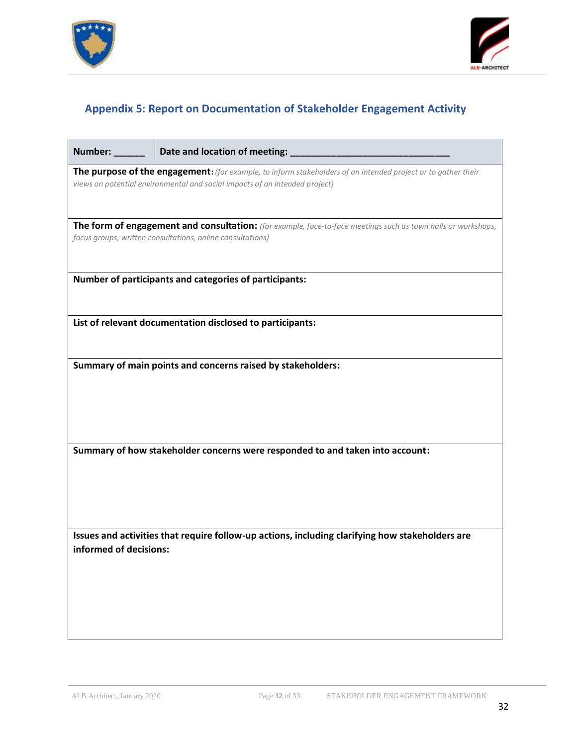## Appendix 5: Report on Documentation of Stakeholder Engagement Activity

| **Number: ______** | **Date and location of meeting: ______________________________** |
|---|---|
| **The purpose of the engagement:** *(for example, to inform stakeholders of an intended project or to gather their views on potential environmental and social impacts of an intended project)* | |
| **The form of engagement and consultation:** *(for example, face-to-face meetings such as town halls or workshops, focus groups, written consultations, online consultations)* | |
| **Number of participants and categories of participants:** | |
| **List of relevant documentation disclosed to participants:** | |
| **Summary of main points and concerns raised by stakeholders:** | |
| **Summary of how stakeholder concerns were responded to and taken into account:** | |
| **Issues and activities that require follow-up actions, including clarifying how stakeholders are informed of decisions:** | |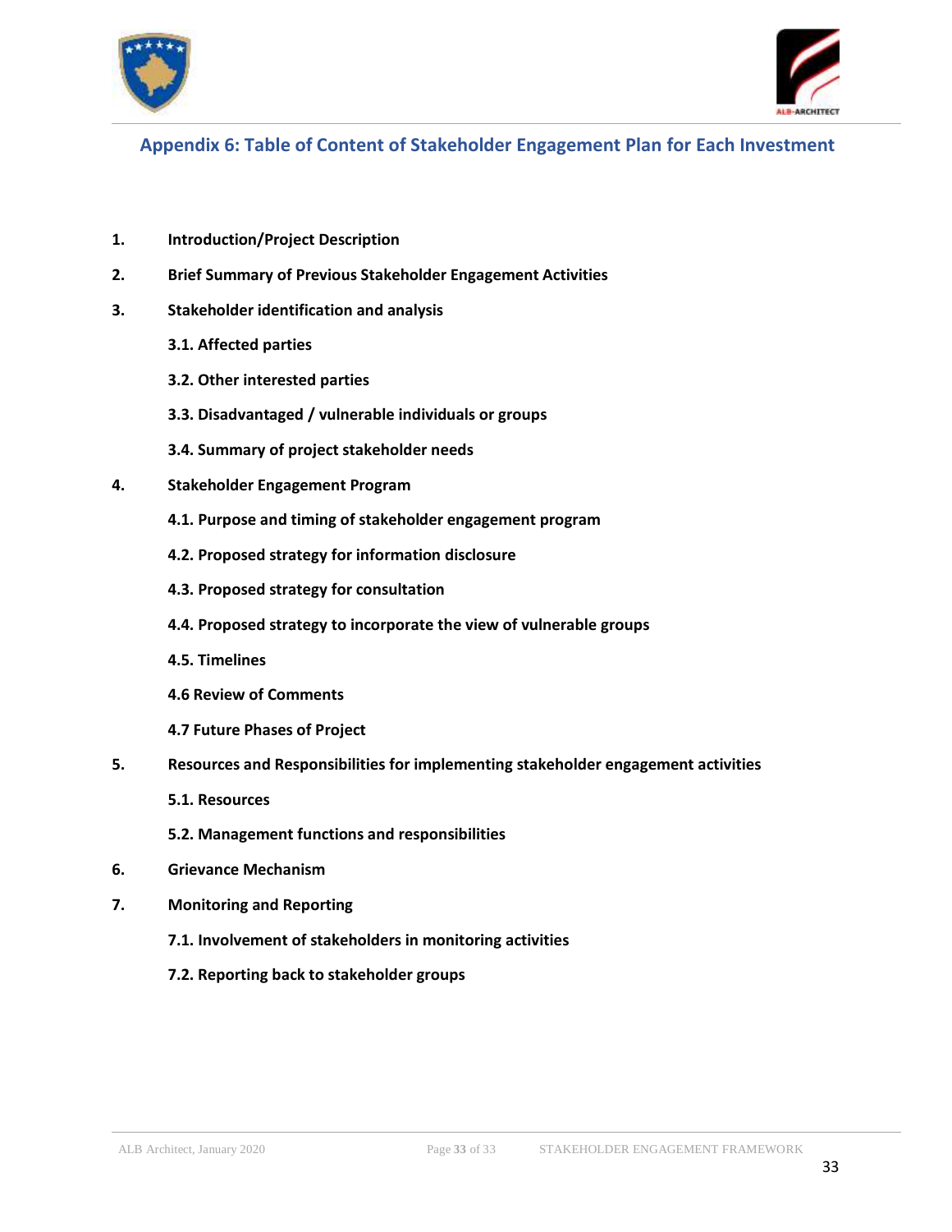## Appendix 6: Table of Content of Stakeholder Engagement Plan for Each Investment

1. **Introduction/Project Description**
2. **Brief Summary of Previous Stakeholder Engagement Activities**
3. **Stakeholder identification and analysis**
   - **3.1. Affected parties**
   - **3.2. Other interested parties**
   - **3.3. Disadvantaged / vulnerable individuals or groups**
   - **3.4. Summary of project stakeholder needs**
4. **Stakeholder Engagement Program**
   - **4.1. Purpose and timing of stakeholder engagement program**
   - **4.2. Proposed strategy for information disclosure**
   - **4.3. Proposed strategy for consultation**
   - **4.4. Proposed strategy to incorporate the view of vulnerable groups**
   - **4.5. Timelines**
   - **4.6 Review of Comments**
   - **4.7 Future Phases of Project**
5. **Resources and Responsibilities for implementing stakeholder engagement activities**
   - **5.1. Resources**
   - **5.2. Management functions and responsibilities**
6. **Grievance Mechanism**
7. **Monitoring and Reporting**
   - **7.1. Involvement of stakeholders in monitoring activities**
   - **7.2. Reporting back to stakeholder groups**